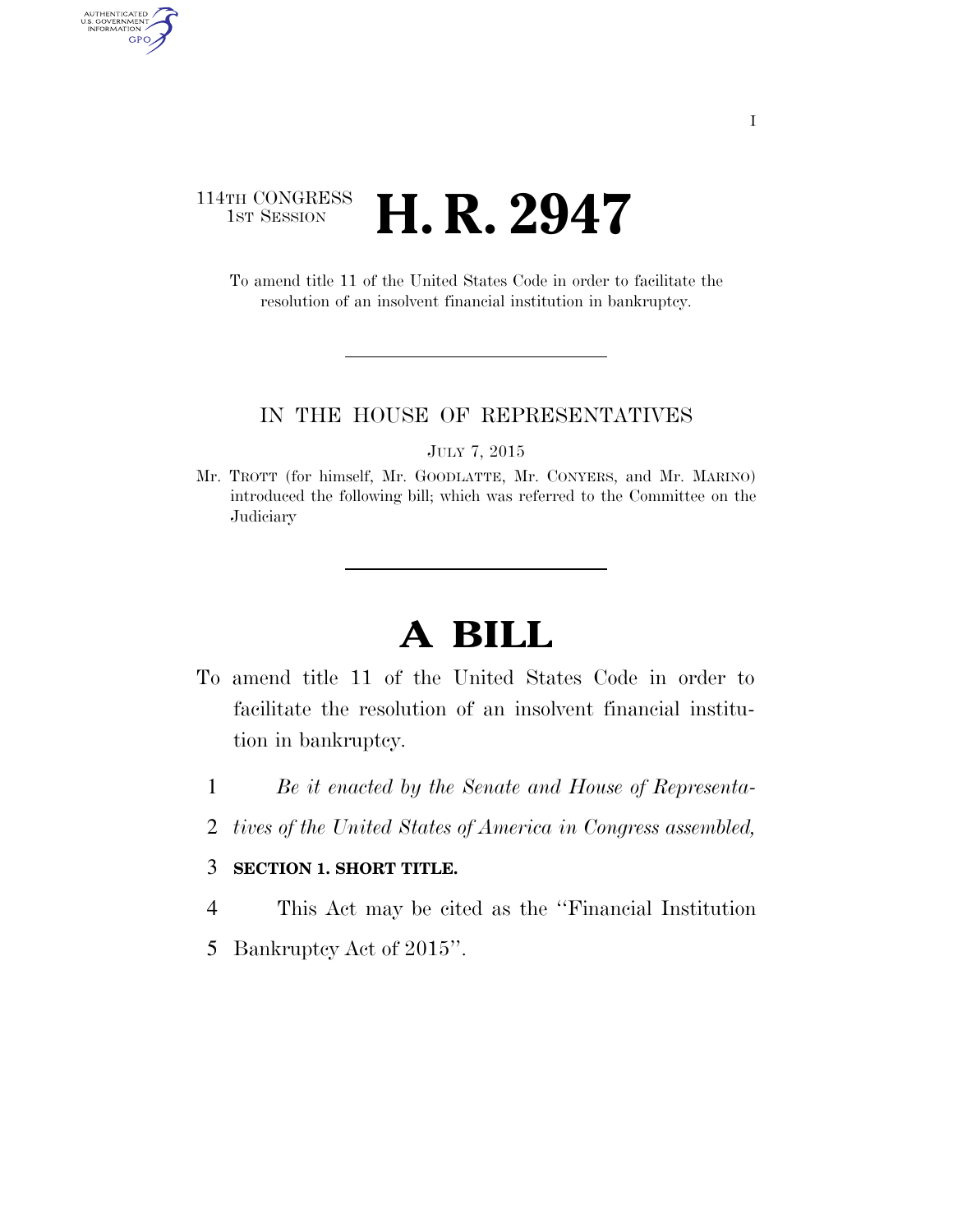114TH CONGRESS
1ST SESSION

# H. R. 2947

To amend title 11 of the United States Code in order to facilitate the resolution of an insolvent financial institution in bankruptcy.

IN THE HOUSE OF REPRESENTATIVES

JULY 7, 2015

Mr. TROTT (for himself, Mr. GOODLATTE, Mr. CONYERS, and Mr. MARINO) introduced the following bill; which was referred to the Committee on the Judiciary

# A BILL

To amend title 11 of the United States Code in order to facilitate the resolution of an insolvent financial institution in bankruptcy.

1 *Be it enacted by the Senate and House of Representa-*
2 *tives of the United States of America in Congress assembled,*

3 **SECTION 1. SHORT TITLE.**

4 This Act may be cited as the ''Financial Institution
5 Bankruptcy Act of 2015''.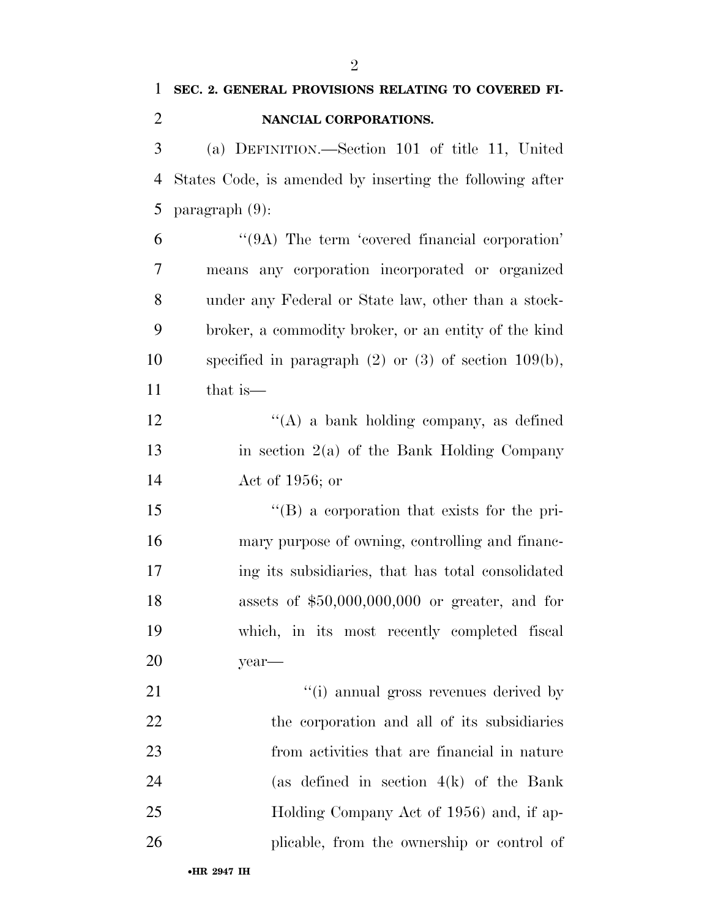**SEC. 2. GENERAL PROVISIONS RELATING TO COVERED FINANCIAL CORPORATIONS.**

(a) DEFINITION.—Section 101 of title 11, United States Code, is amended by inserting the following after paragraph (9):

"(9A) The term 'covered financial corporation' means any corporation incorporated or organized under any Federal or State law, other than a stockbroker, a commodity broker, or an entity of the kind specified in paragraph (2) or (3) of section 109(b), that is—

"(A) a bank holding company, as defined in section 2(a) of the Bank Holding Company Act of 1956; or

"(B) a corporation that exists for the primary purpose of owning, controlling and financing its subsidiaries, that has total consolidated assets of $50,000,000,000 or greater, and for which, in its most recently completed fiscal year—

"(i) annual gross revenues derived by the corporation and all of its subsidiaries from activities that are financial in nature (as defined in section 4(k) of the Bank Holding Company Act of 1956) and, if applicable, from the ownership or control of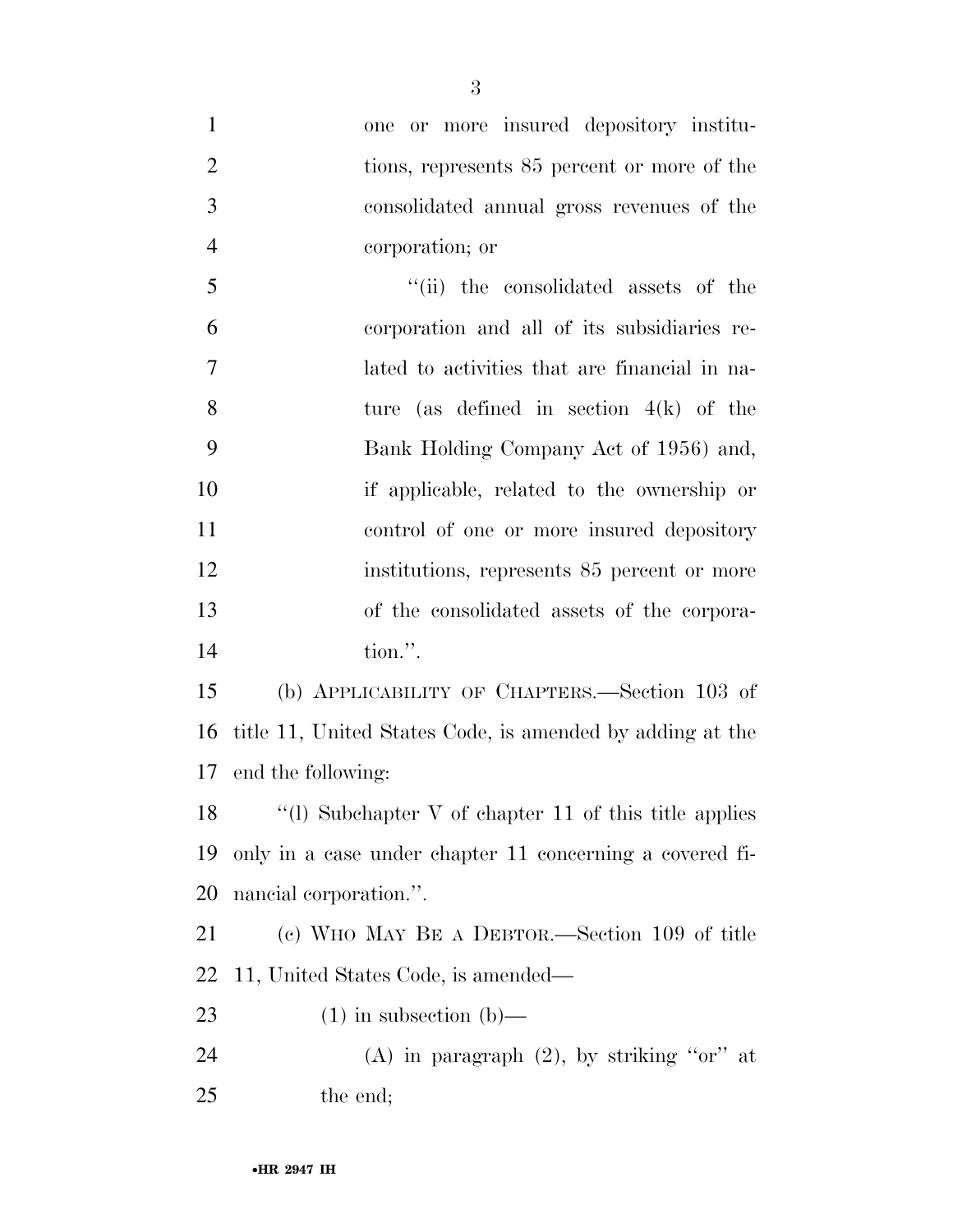one or more insured depository institutions, represents 85 percent or more of the consolidated annual gross revenues of the corporation; or

''(ii) the consolidated assets of the corporation and all of its subsidiaries related to activities that are financial in nature (as defined in section 4(k) of the Bank Holding Company Act of 1956) and, if applicable, related to the ownership or control of one or more insured depository institutions, represents 85 percent or more of the consolidated assets of the corporation.''.

(b) APPLICABILITY OF CHAPTERS.—Section 103 of title 11, United States Code, is amended by adding at the end the following:

''(l) Subchapter V of chapter 11 of this title applies only in a case under chapter 11 concerning a covered financial corporation.''.

(c) WHO MAY BE A DEBTOR.—Section 109 of title 11, United States Code, is amended—

(1) in subsection (b)—

(A) in paragraph (2), by striking ''or'' at the end;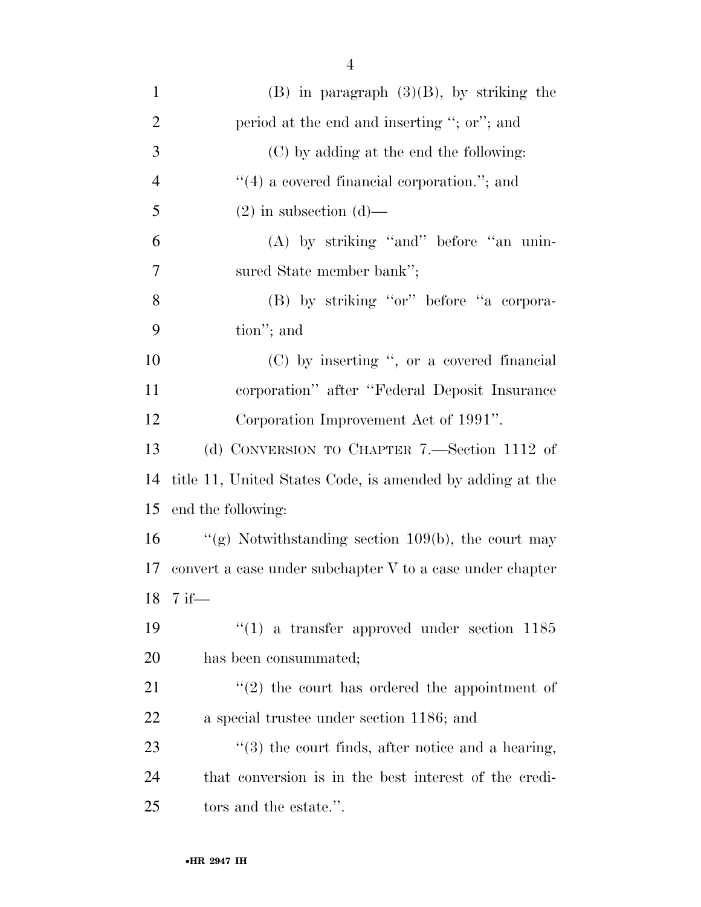(B) in paragraph (3)(B), by striking the period at the end and inserting ''; or''; and

(C) by adding at the end the following:

''(4) a covered financial corporation.''; and

(2) in subsection (d)—

(A) by striking ''and'' before ''an uninsured State member bank'';

(B) by striking ''or'' before ''a corporation''; and

(C) by inserting '', or a covered financial corporation'' after ''Federal Deposit Insurance Corporation Improvement Act of 1991''.

(d) CONVERSION TO CHAPTER 7.—Section 1112 of title 11, United States Code, is amended by adding at the end the following:

''(g) Notwithstanding section 109(b), the court may convert a case under subchapter V to a case under chapter 7 if—

''(1) a transfer approved under section 1185 has been consummated;

''(2) the court has ordered the appointment of a special trustee under section 1186; and

''(3) the court finds, after notice and a hearing, that conversion is in the best interest of the creditors and the estate.''.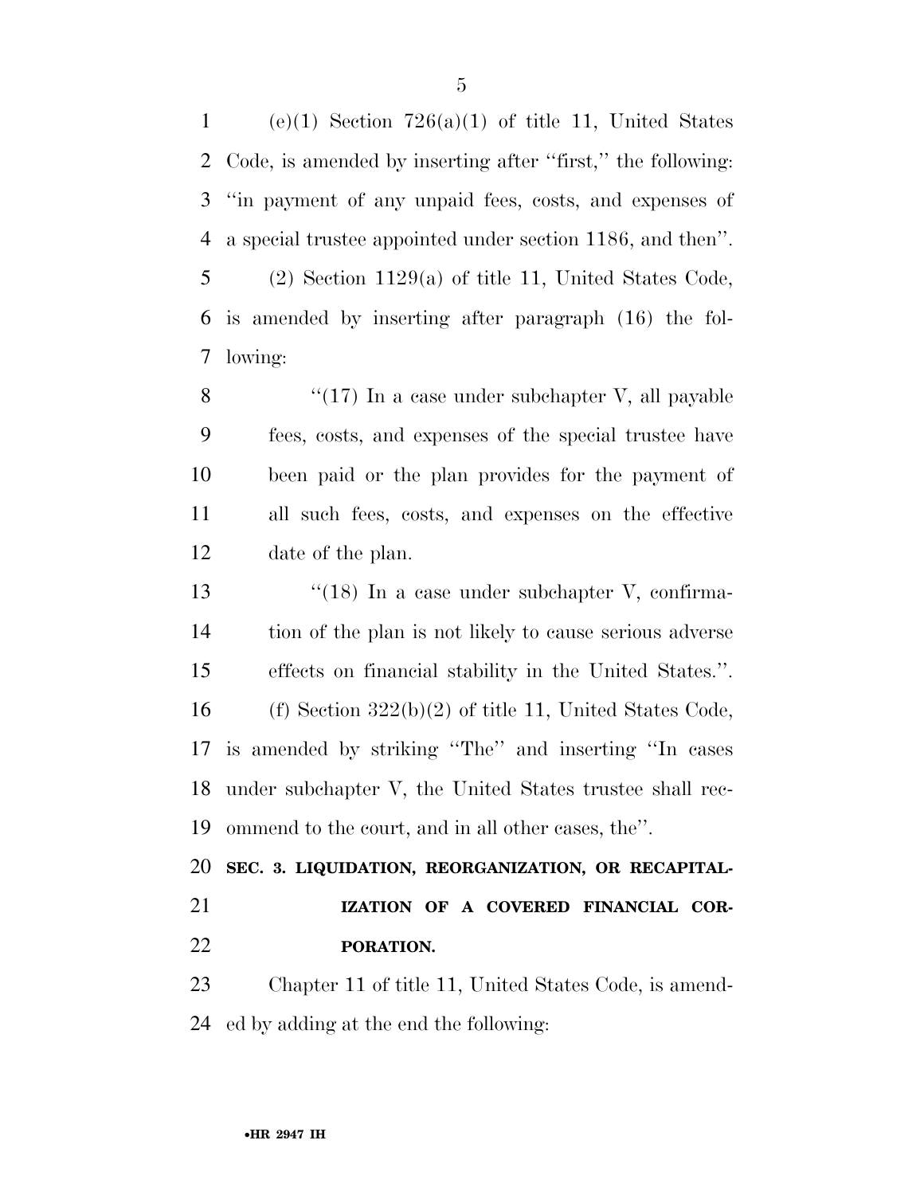(e)(1) Section 726(a)(1) of title 11, United States Code, is amended by inserting after ''first,'' the following: ''in payment of any unpaid fees, costs, and expenses of a special trustee appointed under section 1186, and then''.

(2) Section 1129(a) of title 11, United States Code, is amended by inserting after paragraph (16) the following:

''(17) In a case under subchapter V, all payable fees, costs, and expenses of the special trustee have been paid or the plan provides for the payment of all such fees, costs, and expenses on the effective date of the plan.

''(18) In a case under subchapter V, confirmation of the plan is not likely to cause serious adverse effects on financial stability in the United States.''.

(f) Section 322(b)(2) of title 11, United States Code, is amended by striking ''The'' and inserting ''In cases under subchapter V, the United States trustee shall recommend to the court, and in all other cases, the''.

**SEC. 3. LIQUIDATION, REORGANIZATION, OR RECAPITALIZATION OF A COVERED FINANCIAL CORPORATION.**

Chapter 11 of title 11, United States Code, is amended by adding at the end the following: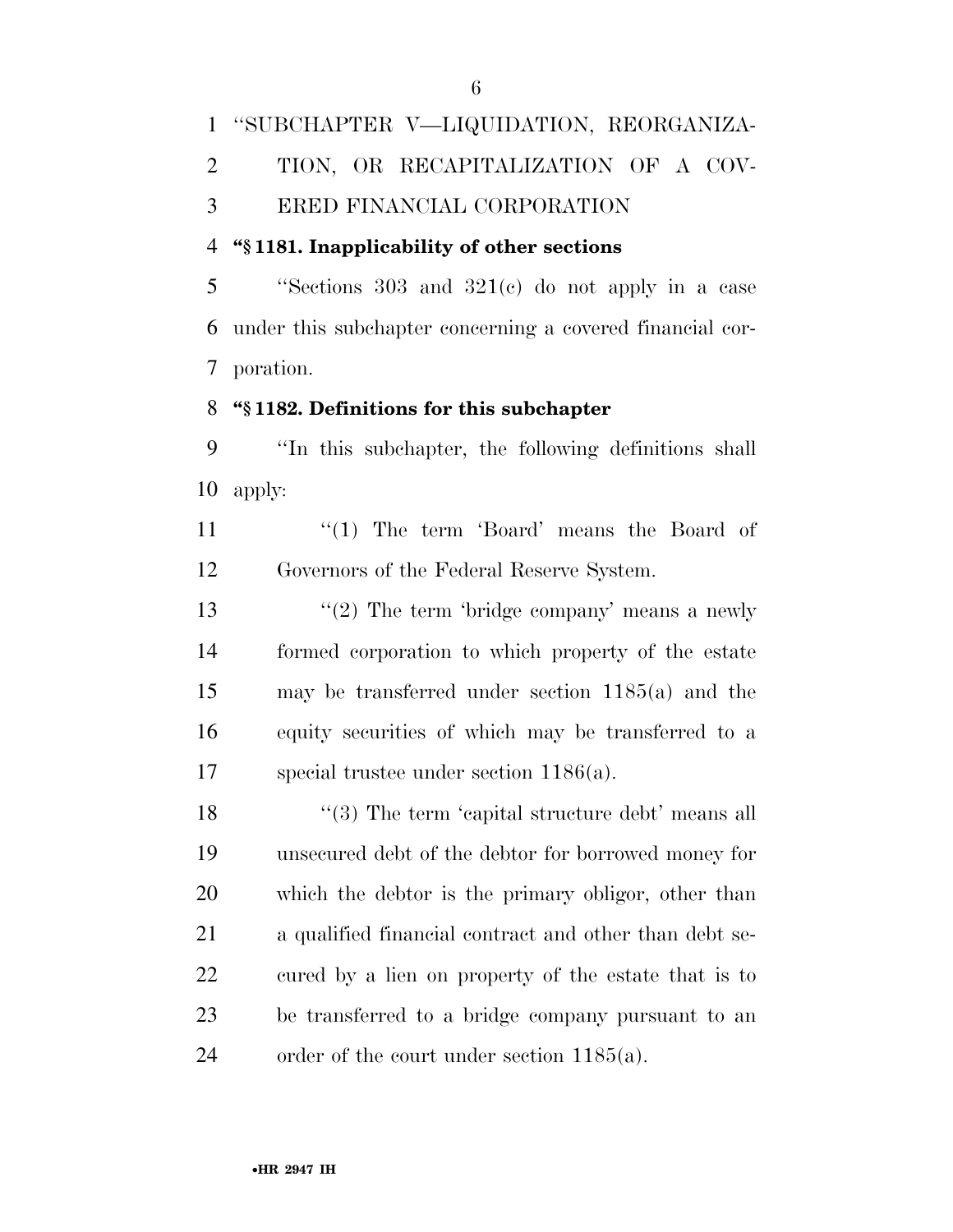"SUBCHAPTER V—LIQUIDATION, REORGANIZATION, OR RECAPITALIZATION OF A COVERED FINANCIAL CORPORATION

**"§ 1181. Inapplicability of other sections**

"Sections 303 and 321(c) do not apply in a case under this subchapter concerning a covered financial corporation.

**"§ 1182. Definitions for this subchapter**

"In this subchapter, the following definitions shall apply:

"(1) The term 'Board' means the Board of Governors of the Federal Reserve System.

"(2) The term 'bridge company' means a newly formed corporation to which property of the estate may be transferred under section 1185(a) and the equity securities of which may be transferred to a special trustee under section 1186(a).

"(3) The term 'capital structure debt' means all unsecured debt of the debtor for borrowed money for which the debtor is the primary obligor, other than a qualified financial contract and other than debt secured by a lien on property of the estate that is to be transferred to a bridge company pursuant to an order of the court under section 1185(a).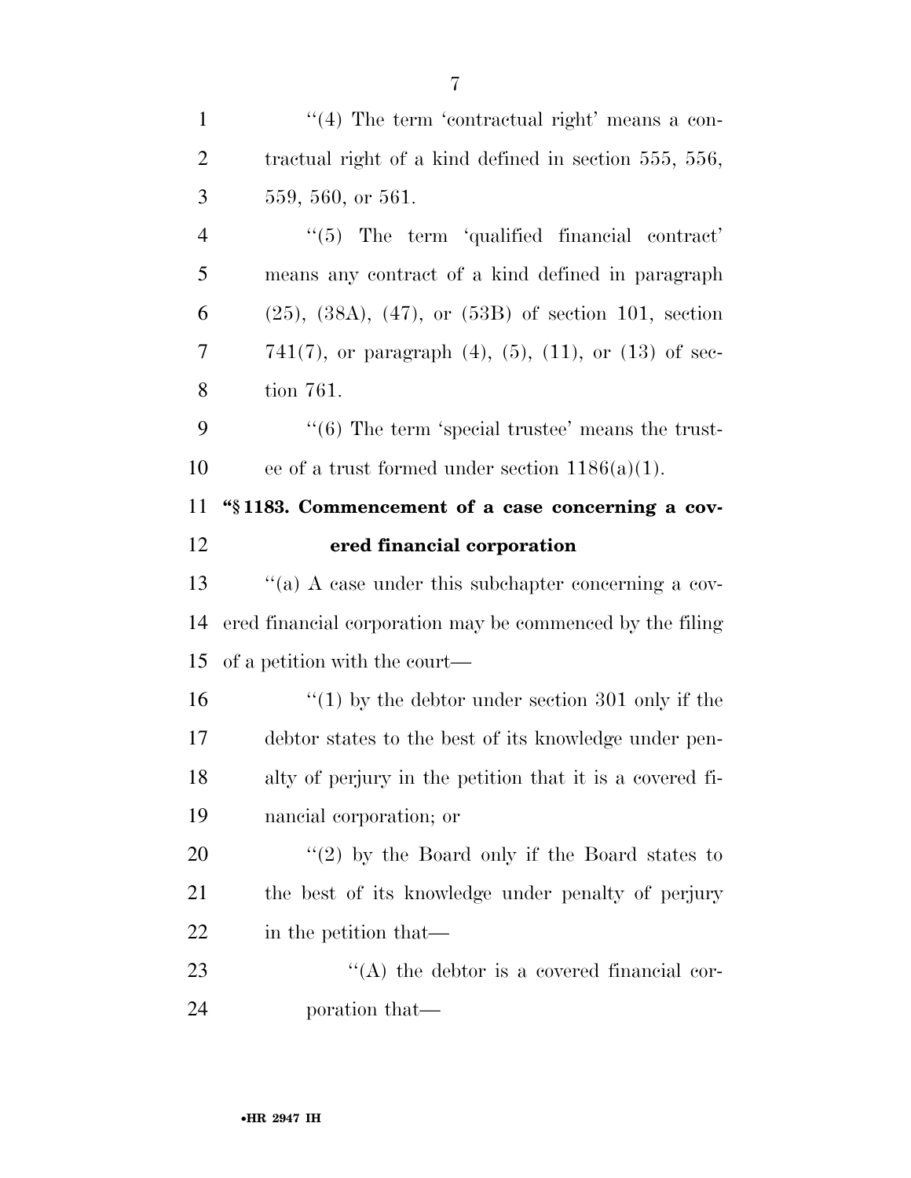"(4) The term 'contractual right' means a contractual right of a kind defined in section 555, 556, 559, 560, or 561.

"(5) The term 'qualified financial contract' means any contract of a kind defined in paragraph (25), (38A), (47), or (53B) of section 101, section 741(7), or paragraph (4), (5), (11), or (13) of section 761.

"(6) The term 'special trustee' means the trustee of a trust formed under section 1186(a)(1).

**"§ 1183. Commencement of a case concerning a covered financial corporation**

"(a) A case under this subchapter concerning a covered financial corporation may be commenced by the filing of a petition with the court—

"(1) by the debtor under section 301 only if the debtor states to the best of its knowledge under penalty of perjury in the petition that it is a covered financial corporation; or

"(2) by the Board only if the Board states to the best of its knowledge under penalty of perjury in the petition that—

"(A) the debtor is a covered financial corporation that—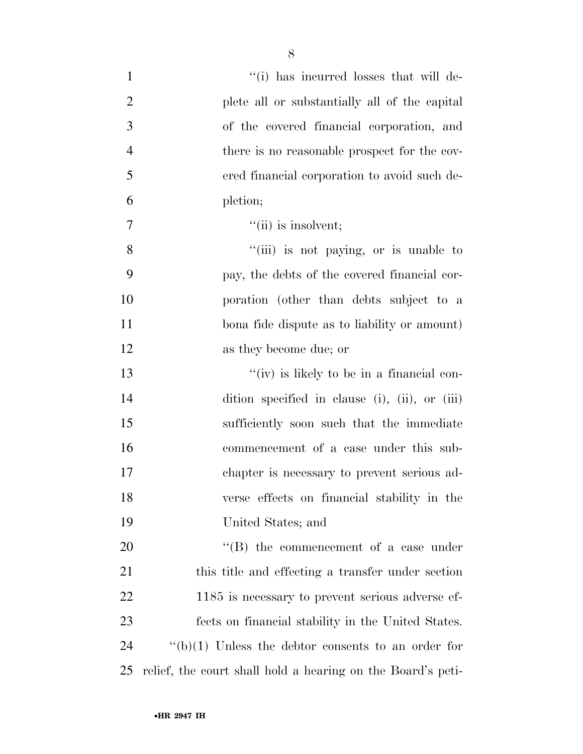"(i) has incurred losses that will deplete all or substantially all of the capital of the covered financial corporation, and there is no reasonable prospect for the covered financial corporation to avoid such depletion;

"(ii) is insolvent;

"(iii) is not paying, or is unable to pay, the debts of the covered financial corporation (other than debts subject to a bona fide dispute as to liability or amount) as they become due; or

"(iv) is likely to be in a financial condition specified in clause (i), (ii), or (iii) sufficiently soon such that the immediate commencement of a case under this subchapter is necessary to prevent serious adverse effects on financial stability in the United States; and

"(B) the commencement of a case under this title and effecting a transfer under section 1185 is necessary to prevent serious adverse effects on financial stability in the United States.

"(b)(1) Unless the debtor consents to an order for relief, the court shall hold a hearing on the Board's peti-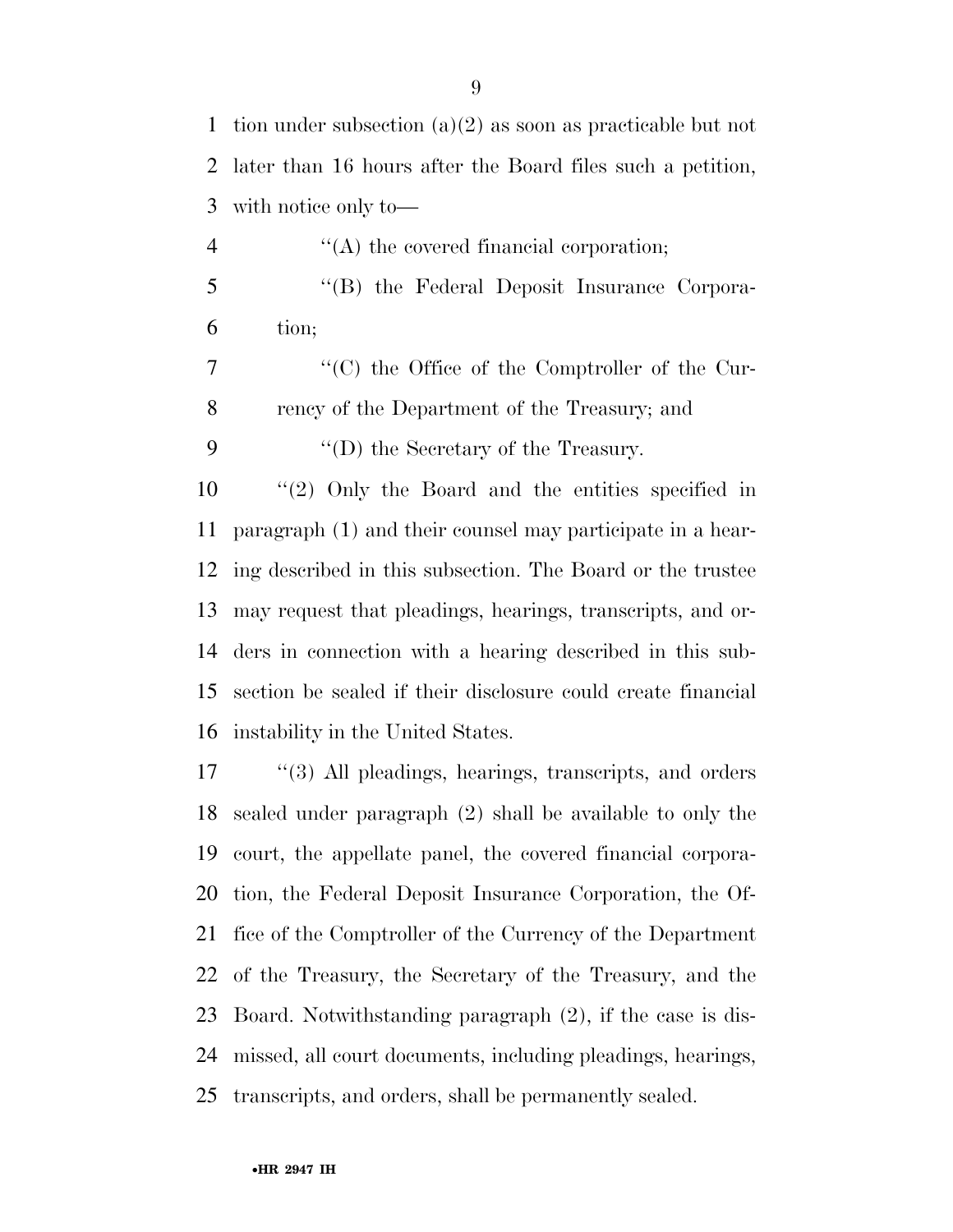tion under subsection (a)(2) as soon as practicable but not later than 16 hours after the Board files such a petition, with notice only to—

''(A) the covered financial corporation;

''(B) the Federal Deposit Insurance Corporation;

''(C) the Office of the Comptroller of the Currency of the Department of the Treasury; and

''(D) the Secretary of the Treasury.

''(2) Only the Board and the entities specified in paragraph (1) and their counsel may participate in a hearing described in this subsection. The Board or the trustee may request that pleadings, hearings, transcripts, and orders in connection with a hearing described in this subsection be sealed if their disclosure could create financial instability in the United States.

''(3) All pleadings, hearings, transcripts, and orders sealed under paragraph (2) shall be available to only the court, the appellate panel, the covered financial corporation, the Federal Deposit Insurance Corporation, the Office of the Comptroller of the Currency of the Department of the Treasury, the Secretary of the Treasury, and the Board. Notwithstanding paragraph (2), if the case is dismissed, all court documents, including pleadings, hearings, transcripts, and orders, shall be permanently sealed.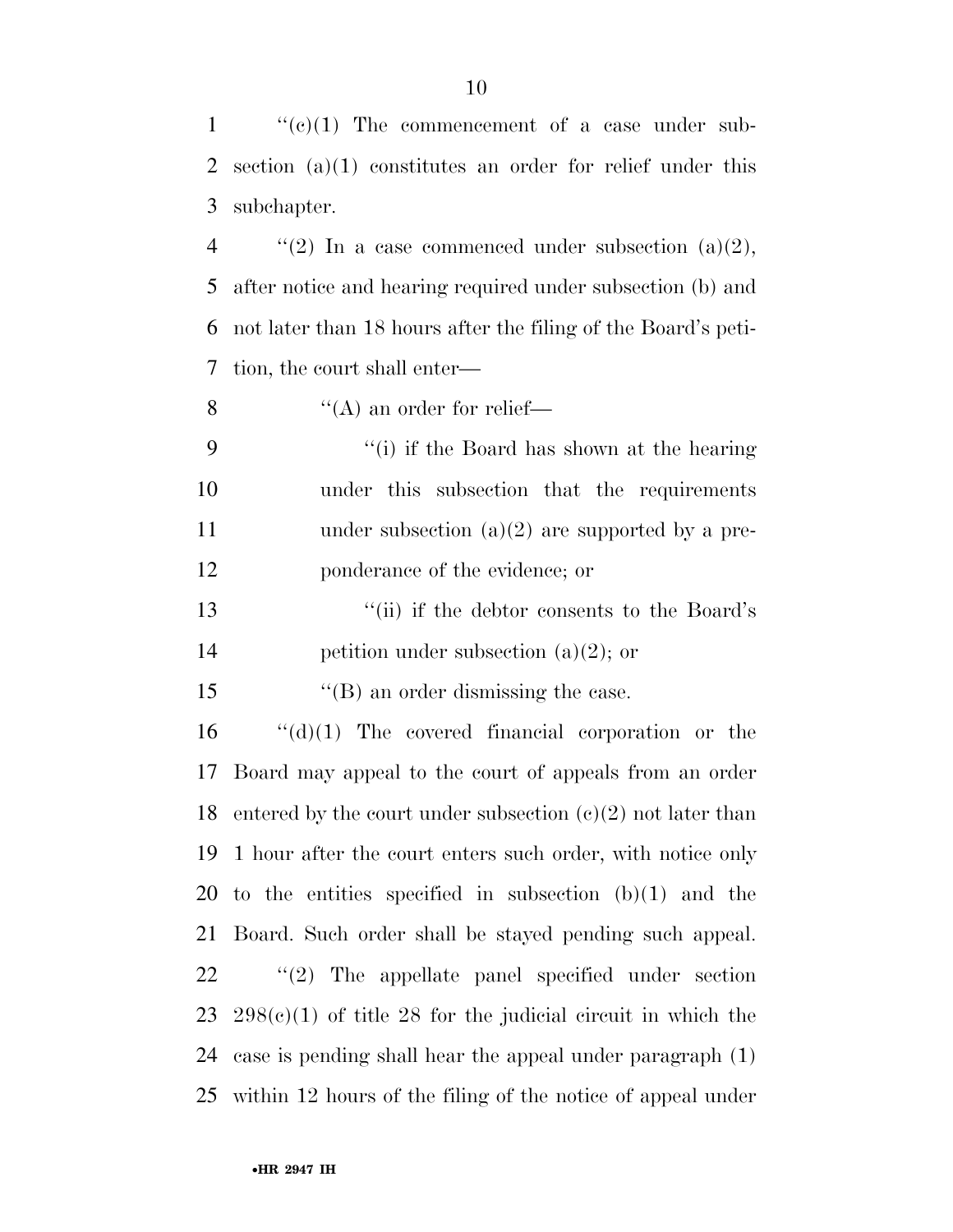''(c)(1) The commencement of a case under subsection (a)(1) constitutes an order for relief under this subchapter.

''(2) In a case commenced under subsection (a)(2), after notice and hearing required under subsection (b) and not later than 18 hours after the filing of the Board's petition, the court shall enter—

''(A) an order for relief—

''(i) if the Board has shown at the hearing under this subsection that the requirements under subsection (a)(2) are supported by a preponderance of the evidence; or

''(ii) if the debtor consents to the Board's petition under subsection (a)(2); or

''(B) an order dismissing the case.

''(d)(1) The covered financial corporation or the Board may appeal to the court of appeals from an order entered by the court under subsection (c)(2) not later than 1 hour after the court enters such order, with notice only to the entities specified in subsection (b)(1) and the Board. Such order shall be stayed pending such appeal.

''(2) The appellate panel specified under section 298(c)(1) of title 28 for the judicial circuit in which the case is pending shall hear the appeal under paragraph (1) within 12 hours of the filing of the notice of appeal under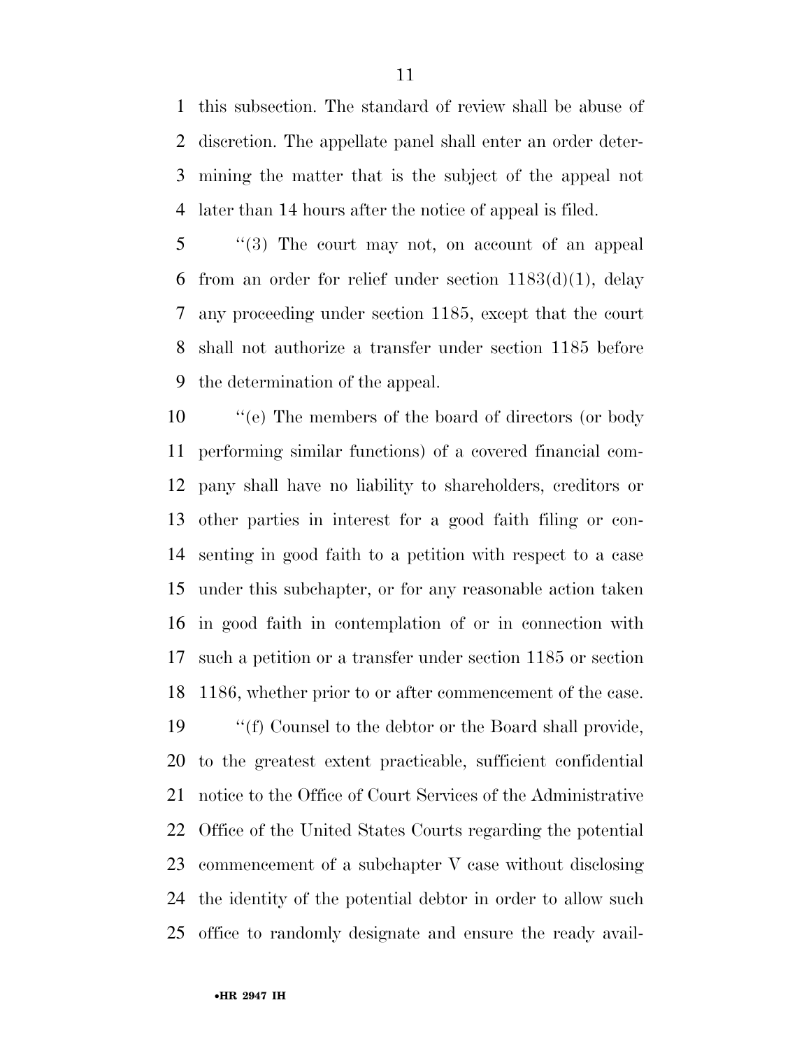this subsection. The standard of review shall be abuse of discretion. The appellate panel shall enter an order determining the matter that is the subject of the appeal not later than 14 hours after the notice of appeal is filed.

''(3) The court may not, on account of an appeal from an order for relief under section 1183(d)(1), delay any proceeding under section 1185, except that the court shall not authorize a transfer under section 1185 before the determination of the appeal.

''(e) The members of the board of directors (or body performing similar functions) of a covered financial company shall have no liability to shareholders, creditors or other parties in interest for a good faith filing or consenting in good faith to a petition with respect to a case under this subchapter, or for any reasonable action taken in good faith in contemplation of or in connection with such a petition or a transfer under section 1185 or section 1186, whether prior to or after commencement of the case.

''(f) Counsel to the debtor or the Board shall provide, to the greatest extent practicable, sufficient confidential notice to the Office of Court Services of the Administrative Office of the United States Courts regarding the potential commencement of a subchapter V case without disclosing the identity of the potential debtor in order to allow such office to randomly designate and ensure the ready avail-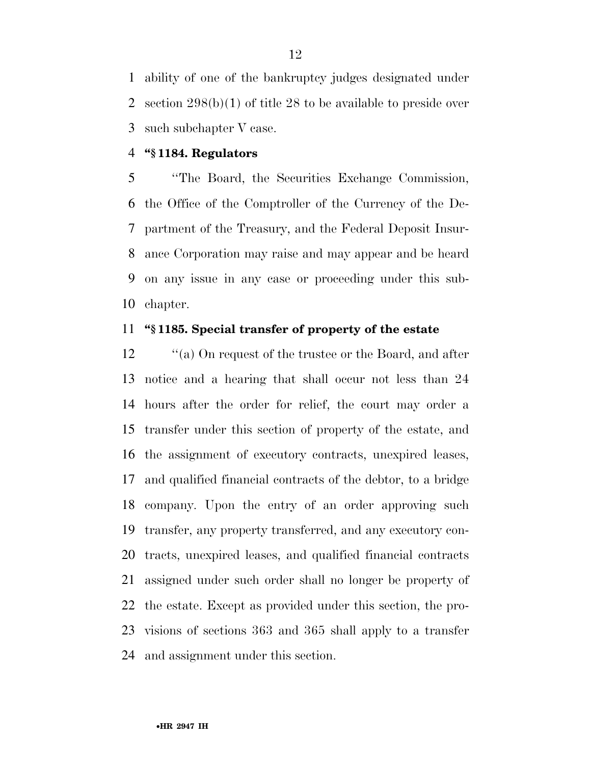ability of one of the bankruptcy judges designated under section 298(b)(1) of title 28 to be available to preside over such subchapter V case.

**"§ 1184. Regulators**

"The Board, the Securities Exchange Commission, the Office of the Comptroller of the Currency of the Department of the Treasury, and the Federal Deposit Insurance Corporation may raise and may appear and be heard on any issue in any case or proceeding under this subchapter.

**"§ 1185. Special transfer of property of the estate**

"(a) On request of the trustee or the Board, and after notice and a hearing that shall occur not less than 24 hours after the order for relief, the court may order a transfer under this section of property of the estate, and the assignment of executory contracts, unexpired leases, and qualified financial contracts of the debtor, to a bridge company. Upon the entry of an order approving such transfer, any property transferred, and any executory contracts, unexpired leases, and qualified financial contracts assigned under such order shall no longer be property of the estate. Except as provided under this section, the provisions of sections 363 and 365 shall apply to a transfer and assignment under this section.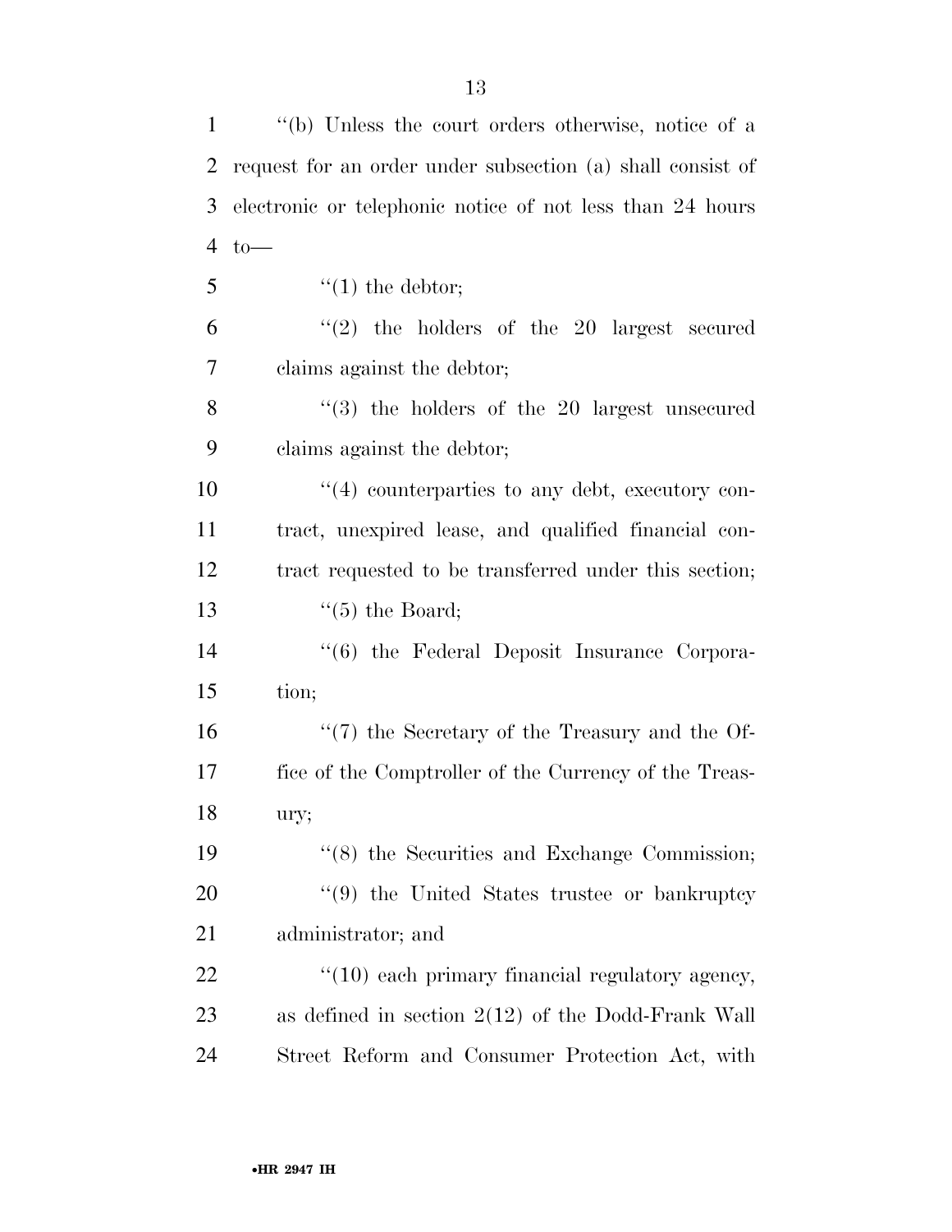''(b) Unless the court orders otherwise, notice of a request for an order under subsection (a) shall consist of electronic or telephonic notice of not less than 24 hours to—

''(1) the debtor;

''(2) the holders of the 20 largest secured claims against the debtor;

''(3) the holders of the 20 largest unsecured claims against the debtor;

''(4) counterparties to any debt, executory contract, unexpired lease, and qualified financial contract requested to be transferred under this section;

''(5) the Board;

''(6) the Federal Deposit Insurance Corporation;

''(7) the Secretary of the Treasury and the Office of the Comptroller of the Currency of the Treasury;

''(8) the Securities and Exchange Commission;

''(9) the United States trustee or bankruptcy administrator; and

''(10) each primary financial regulatory agency, as defined in section 2(12) of the Dodd-Frank Wall Street Reform and Consumer Protection Act, with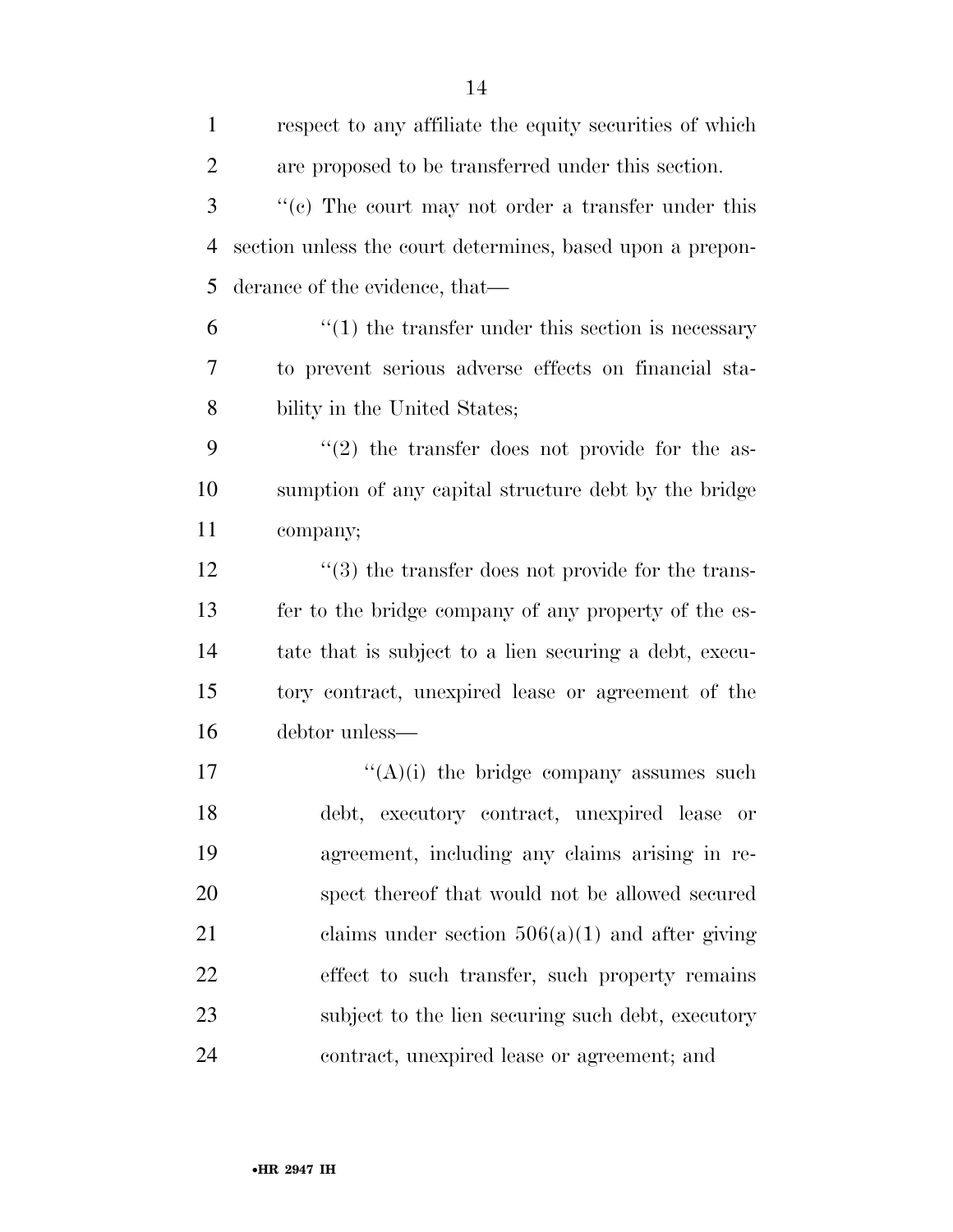respect to any affiliate the equity securities of which are proposed to be transferred under this section.

''(c) The court may not order a transfer under this section unless the court determines, based upon a preponderance of the evidence, that—

''(1) the transfer under this section is necessary to prevent serious adverse effects on financial stability in the United States;

''(2) the transfer does not provide for the assumption of any capital structure debt by the bridge company;

''(3) the transfer does not provide for the transfer to the bridge company of any property of the estate that is subject to a lien securing a debt, executory contract, unexpired lease or agreement of the debtor unless—

''(A)(i) the bridge company assumes such debt, executory contract, unexpired lease or agreement, including any claims arising in respect thereof that would not be allowed secured claims under section 506(a)(1) and after giving effect to such transfer, such property remains subject to the lien securing such debt, executory contract, unexpired lease or agreement; and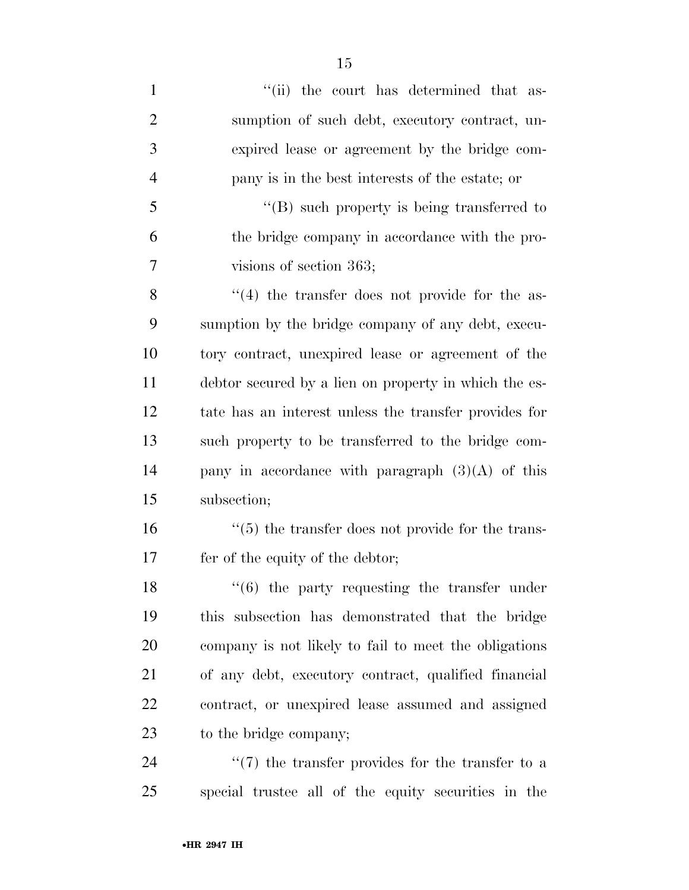''(ii) the court has determined that assumption of such debt, executory contract, unexpired lease or agreement by the bridge company is in the best interests of the estate; or

''(B) such property is being transferred to the bridge company in accordance with the provisions of section 363;

''(4) the transfer does not provide for the assumption by the bridge company of any debt, executory contract, unexpired lease or agreement of the debtor secured by a lien on property in which the estate has an interest unless the transfer provides for such property to be transferred to the bridge company in accordance with paragraph (3)(A) of this subsection;

''(5) the transfer does not provide for the transfer of the equity of the debtor;

''(6) the party requesting the transfer under this subsection has demonstrated that the bridge company is not likely to fail to meet the obligations of any debt, executory contract, qualified financial contract, or unexpired lease assumed and assigned to the bridge company;

''(7) the transfer provides for the transfer to a special trustee all of the equity securities in the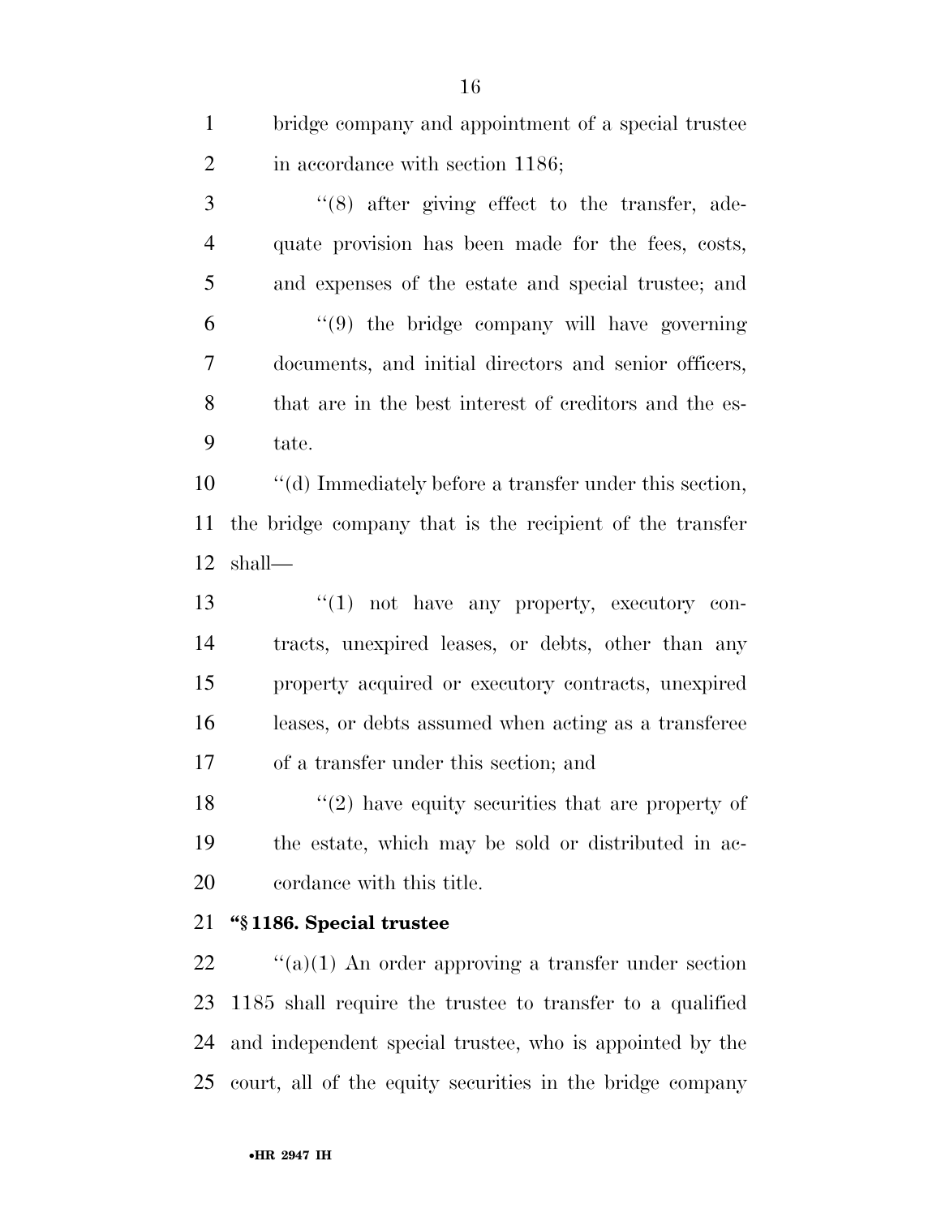bridge company and appointment of a special trustee in accordance with section 1186;

"(8) after giving effect to the transfer, adequate provision has been made for the fees, costs, and expenses of the estate and special trustee; and

"(9) the bridge company will have governing documents, and initial directors and senior officers, that are in the best interest of creditors and the estate.

"(d) Immediately before a transfer under this section, the bridge company that is the recipient of the transfer shall—

"(1) not have any property, executory contracts, unexpired leases, or debts, other than any property acquired or executory contracts, unexpired leases, or debts assumed when acting as a transferee of a transfer under this section; and

"(2) have equity securities that are property of the estate, which may be sold or distributed in accordance with this title.

**"§ 1186. Special trustee**

"(a)(1) An order approving a transfer under section 1185 shall require the trustee to transfer to a qualified and independent special trustee, who is appointed by the court, all of the equity securities in the bridge company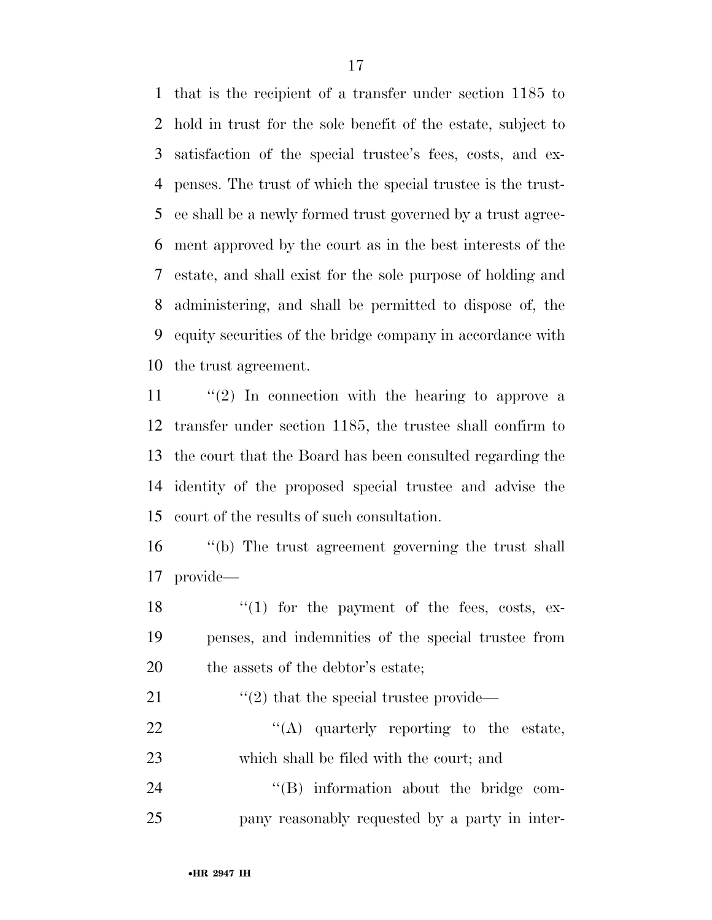that is the recipient of a transfer under section 1185 to hold in trust for the sole benefit of the estate, subject to satisfaction of the special trustee's fees, costs, and expenses. The trust of which the special trustee is the trustee shall be a newly formed trust governed by a trust agreement approved by the court as in the best interests of the estate, and shall exist for the sole purpose of holding and administering, and shall be permitted to dispose of, the equity securities of the bridge company in accordance with the trust agreement.

''(2) In connection with the hearing to approve a transfer under section 1185, the trustee shall confirm to the court that the Board has been consulted regarding the identity of the proposed special trustee and advise the court of the results of such consultation.

''(b) The trust agreement governing the trust shall provide—

''(1) for the payment of the fees, costs, expenses, and indemnities of the special trustee from the assets of the debtor's estate;

''(2) that the special trustee provide—

''(A) quarterly reporting to the estate, which shall be filed with the court; and

''(B) information about the bridge company reasonably requested by a party in inter-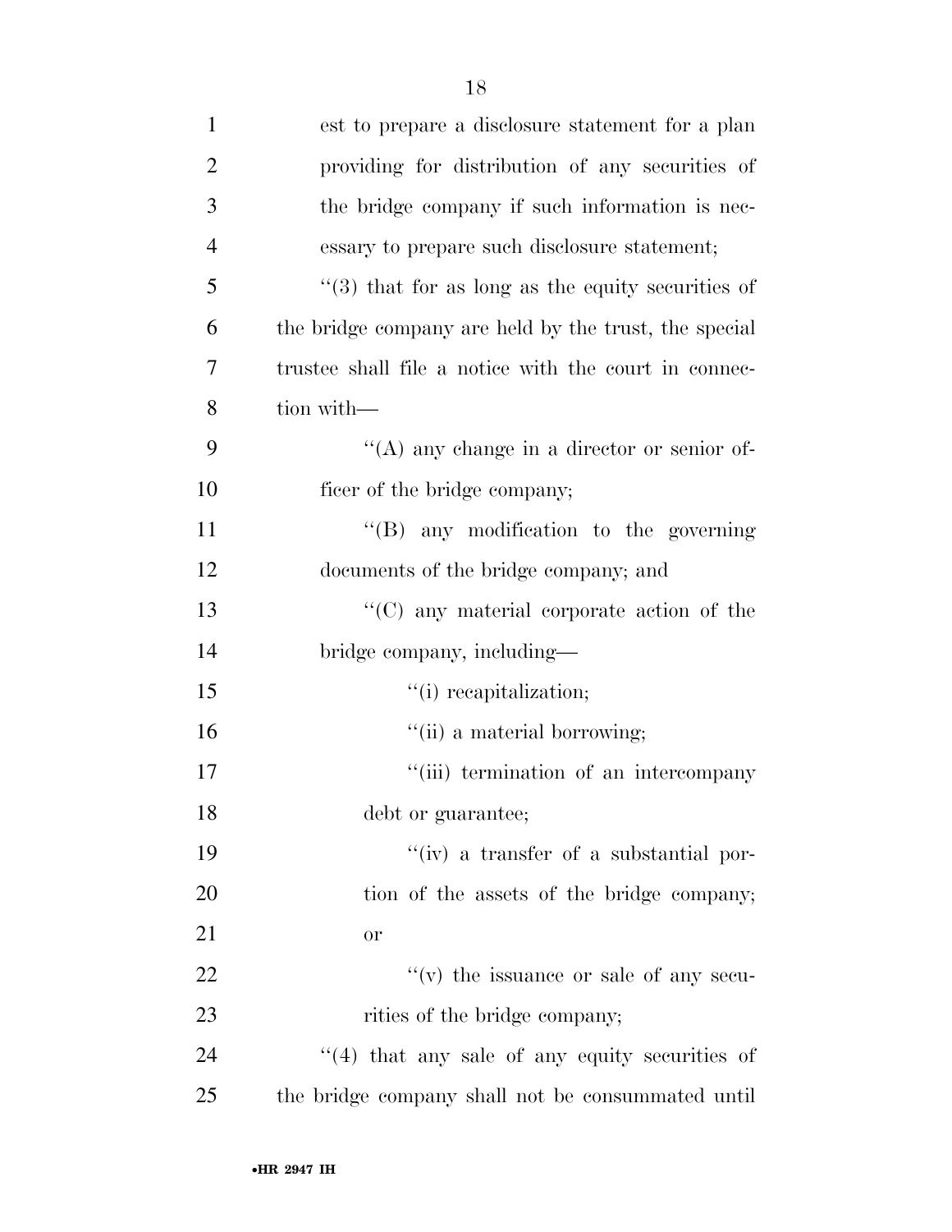est to prepare a disclosure statement for a plan providing for distribution of any securities of the bridge company if such information is necessary to prepare such disclosure statement;

''(3) that for as long as the equity securities of the bridge company are held by the trust, the special trustee shall file a notice with the court in connection with—

''(A) any change in a director or senior officer of the bridge company;

''(B) any modification to the governing documents of the bridge company; and

''(C) any material corporate action of the bridge company, including—

''(i) recapitalization;

''(ii) a material borrowing;

''(iii) termination of an intercompany debt or guarantee;

''(iv) a transfer of a substantial portion of the assets of the bridge company; or

''(v) the issuance or sale of any securities of the bridge company;

''(4) that any sale of any equity securities of the bridge company shall not be consummated until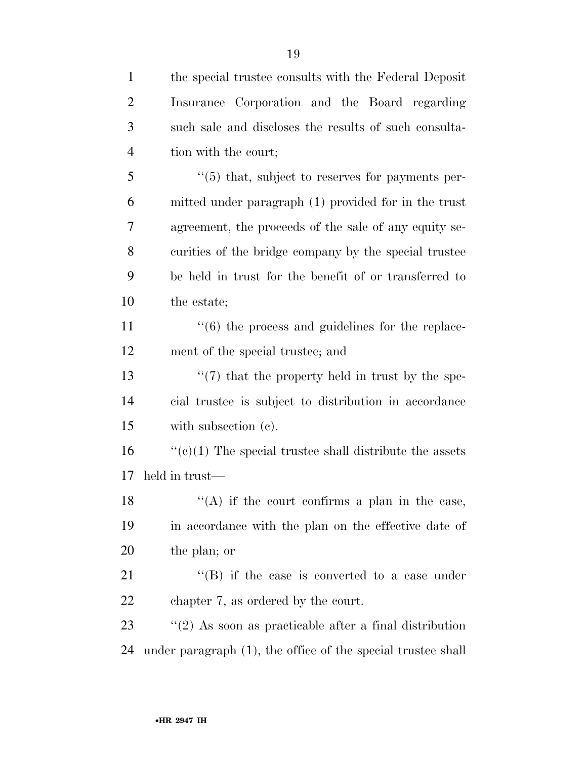the special trustee consults with the Federal Deposit Insurance Corporation and the Board regarding such sale and discloses the results of such consultation with the court;

''(5) that, subject to reserves for payments permitted under paragraph (1) provided for in the trust agreement, the proceeds of the sale of any equity securities of the bridge company by the special trustee be held in trust for the benefit of or transferred to the estate;

''(6) the process and guidelines for the replacement of the special trustee; and

''(7) that the property held in trust by the special trustee is subject to distribution in accordance with subsection (c).

''(c)(1) The special trustee shall distribute the assets held in trust—

''(A) if the court confirms a plan in the case, in accordance with the plan on the effective date of the plan; or

''(B) if the case is converted to a case under chapter 7, as ordered by the court.

''(2) As soon as practicable after a final distribution under paragraph (1), the office of the special trustee shall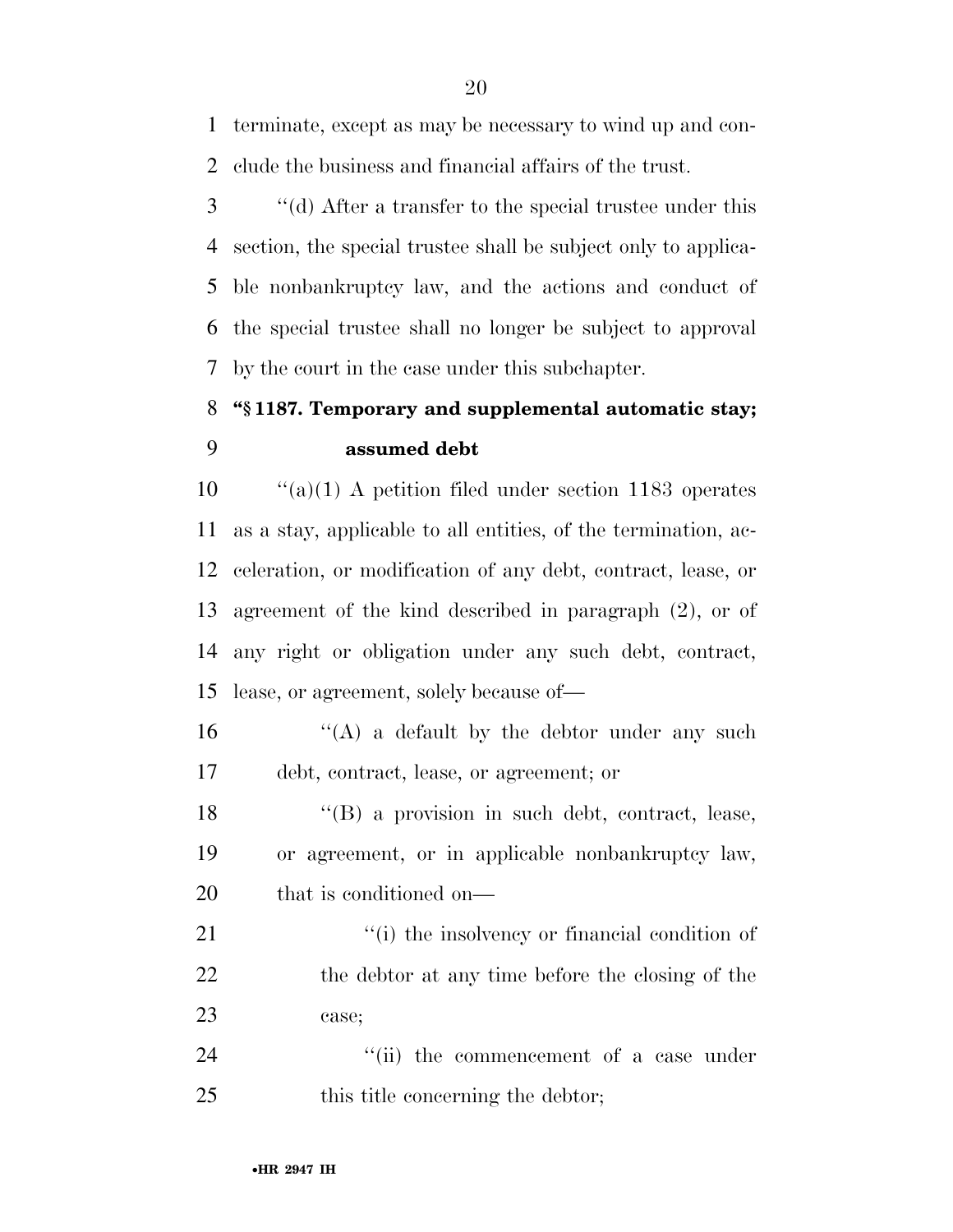terminate, except as may be necessary to wind up and conclude the business and financial affairs of the trust.

''(d) After a transfer to the special trustee under this section, the special trustee shall be subject only to applicable nonbankruptcy law, and the actions and conduct of the special trustee shall no longer be subject to approval by the court in the case under this subchapter.

**''§ 1187. Temporary and supplemental automatic stay; assumed debt**

''(a)(1) A petition filed under section 1183 operates as a stay, applicable to all entities, of the termination, acceleration, or modification of any debt, contract, lease, or agreement of the kind described in paragraph (2), or of any right or obligation under any such debt, contract, lease, or agreement, solely because of—

''(A) a default by the debtor under any such debt, contract, lease, or agreement; or

''(B) a provision in such debt, contract, lease, or agreement, or in applicable nonbankruptcy law, that is conditioned on—

''(i) the insolvency or financial condition of the debtor at any time before the closing of the case;

''(ii) the commencement of a case under this title concerning the debtor;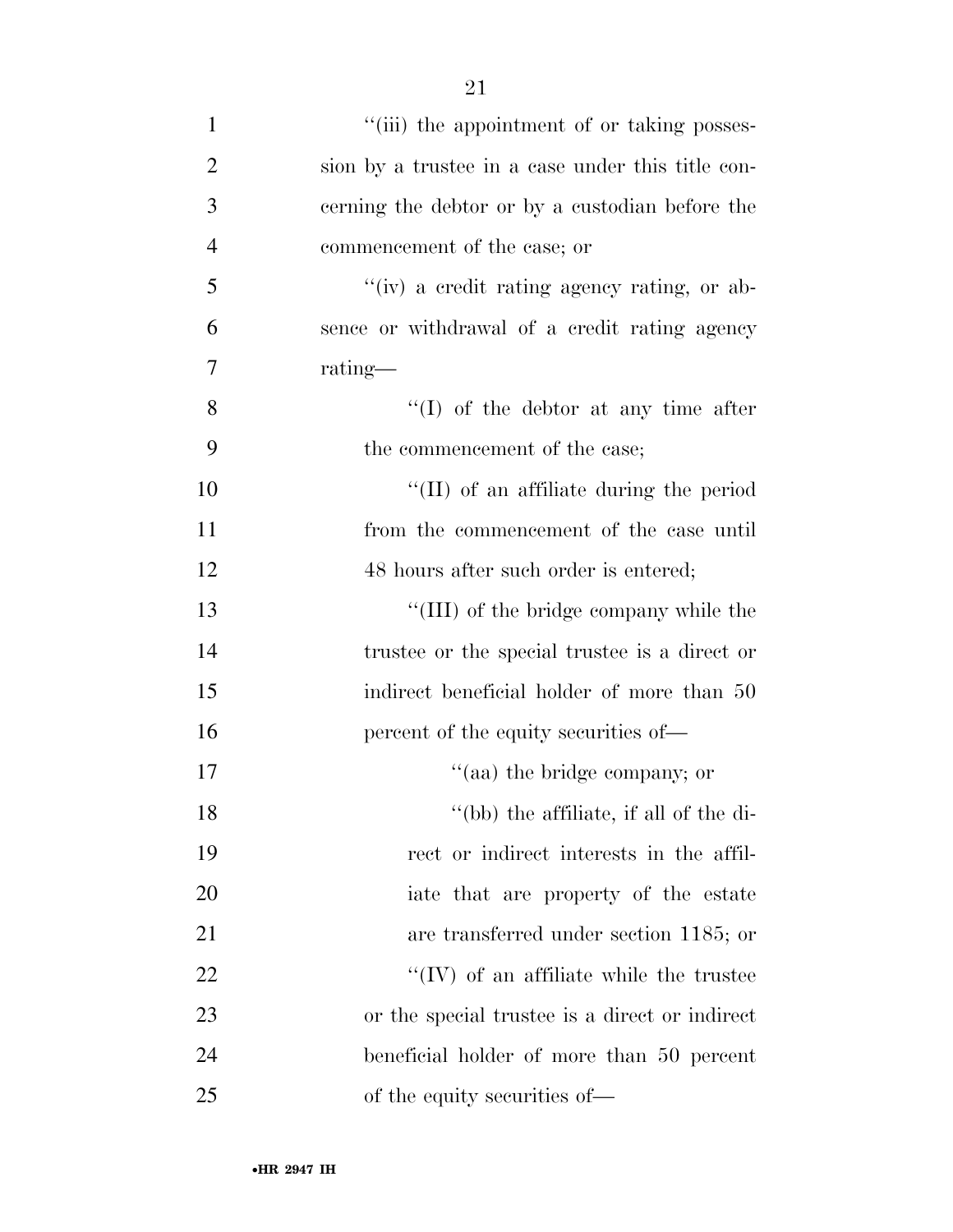''(iii) the appointment of or taking possession by a trustee in a case under this title concerning the debtor or by a custodian before the commencement of the case; or

''(iv) a credit rating agency rating, or absence or withdrawal of a credit rating agency rating—

''(I) of the debtor at any time after the commencement of the case;

''(II) of an affiliate during the period from the commencement of the case until 48 hours after such order is entered;

''(III) of the bridge company while the trustee or the special trustee is a direct or indirect beneficial holder of more than 50 percent of the equity securities of—

''(aa) the bridge company; or

''(bb) the affiliate, if all of the direct or indirect interests in the affiliate that are property of the estate are transferred under section 1185; or

''(IV) of an affiliate while the trustee or the special trustee is a direct or indirect beneficial holder of more than 50 percent of the equity securities of—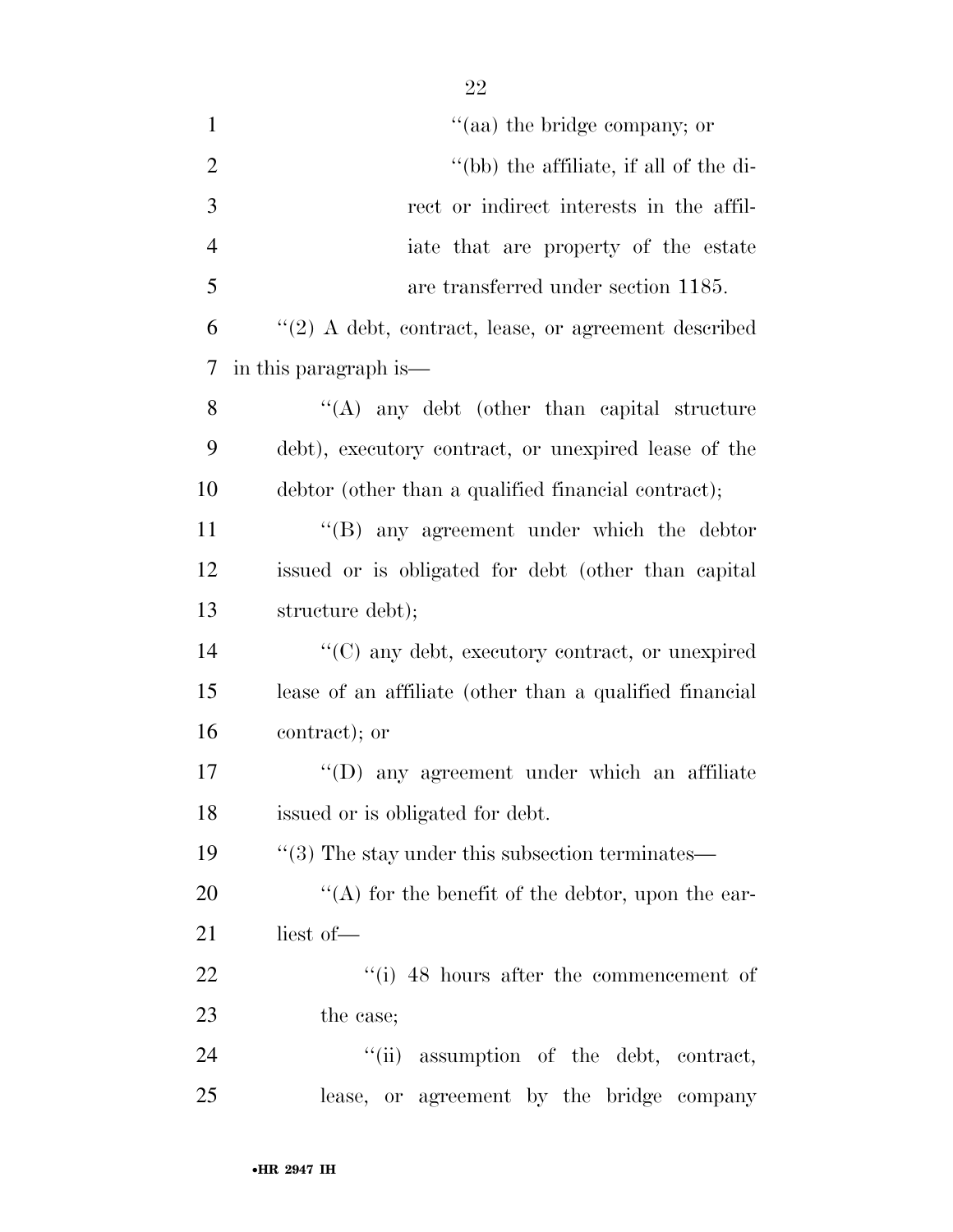''(aa) the bridge company; or

''(bb) the affiliate, if all of the direct or indirect interests in the affiliate that are property of the estate are transferred under section 1185.

''(2) A debt, contract, lease, or agreement described in this paragraph is—

''(A) any debt (other than capital structure debt), executory contract, or unexpired lease of the debtor (other than a qualified financial contract);

''(B) any agreement under which the debtor issued or is obligated for debt (other than capital structure debt);

''(C) any debt, executory contract, or unexpired lease of an affiliate (other than a qualified financial contract); or

''(D) any agreement under which an affiliate issued or is obligated for debt.

''(3) The stay under this subsection terminates—

''(A) for the benefit of the debtor, upon the earliest of—

''(i) 48 hours after the commencement of the case;

''(ii) assumption of the debt, contract, lease, or agreement by the bridge company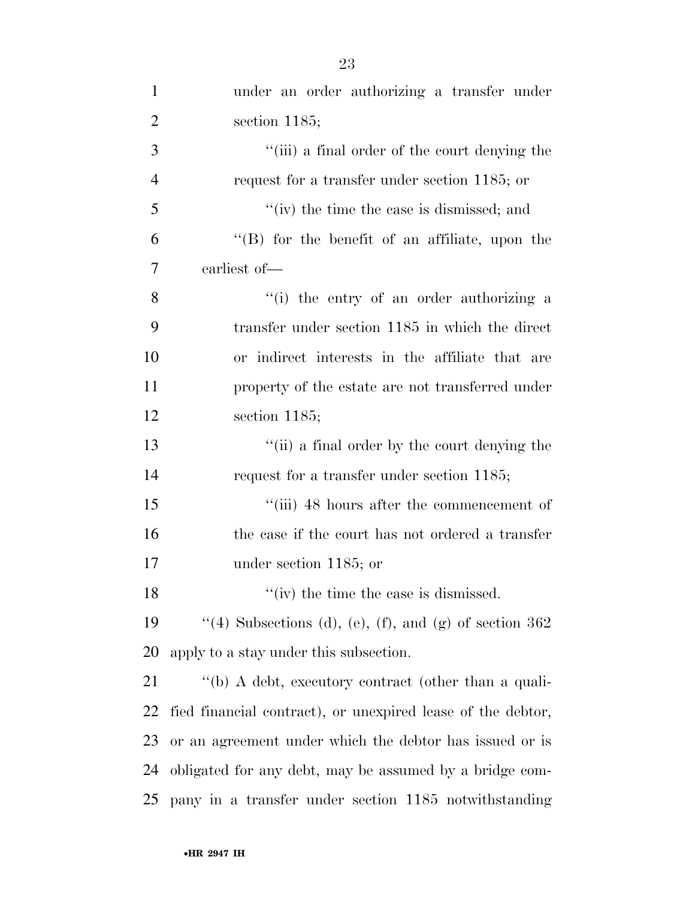under an order authorizing a transfer under section 1185;

''(iii) a final order of the court denying the request for a transfer under section 1185; or

''(iv) the time the case is dismissed; and

''(B) for the benefit of an affiliate, upon the earliest of—

''(i) the entry of an order authorizing a transfer under section 1185 in which the direct or indirect interests in the affiliate that are property of the estate are not transferred under section 1185;

''(ii) a final order by the court denying the request for a transfer under section 1185;

''(iii) 48 hours after the commencement of the case if the court has not ordered a transfer under section 1185; or

''(iv) the time the case is dismissed.

''(4) Subsections (d), (e), (f), and (g) of section 362 apply to a stay under this subsection.

''(b) A debt, executory contract (other than a qualified financial contract), or unexpired lease of the debtor, or an agreement under which the debtor has issued or is obligated for any debt, may be assumed by a bridge company in a transfer under section 1185 notwithstanding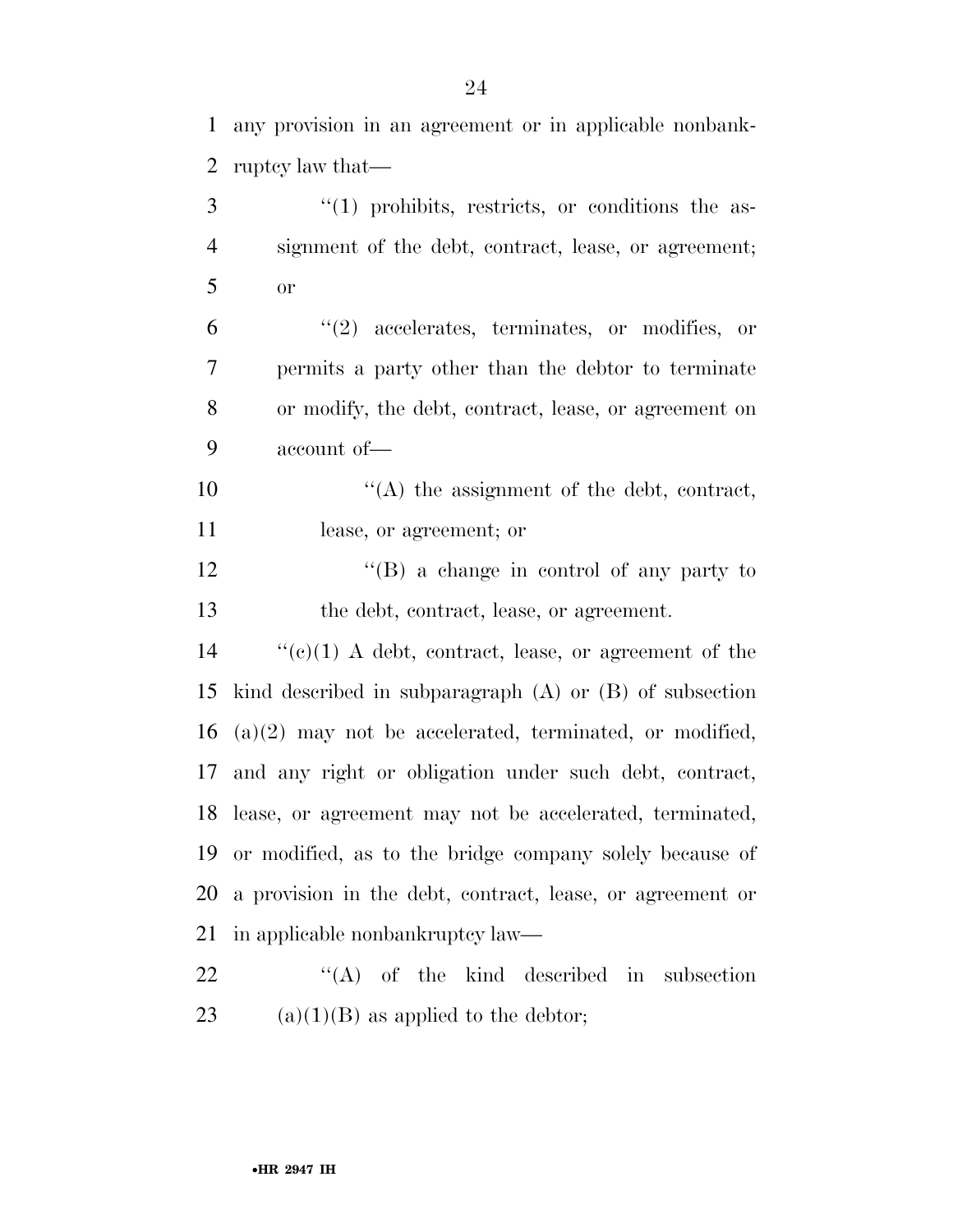any provision in an agreement or in applicable nonbankruptcy law that—

"(1) prohibits, restricts, or conditions the assignment of the debt, contract, lease, or agreement; or

"(2) accelerates, terminates, or modifies, or permits a party other than the debtor to terminate or modify, the debt, contract, lease, or agreement on account of—

"(A) the assignment of the debt, contract, lease, or agreement; or

"(B) a change in control of any party to the debt, contract, lease, or agreement.

"(c)(1) A debt, contract, lease, or agreement of the kind described in subparagraph (A) or (B) of subsection (a)(2) may not be accelerated, terminated, or modified, and any right or obligation under such debt, contract, lease, or agreement may not be accelerated, terminated, or modified, as to the bridge company solely because of a provision in the debt, contract, lease, or agreement or in applicable nonbankruptcy law—

"(A) of the kind described in subsection (a)(1)(B) as applied to the debtor;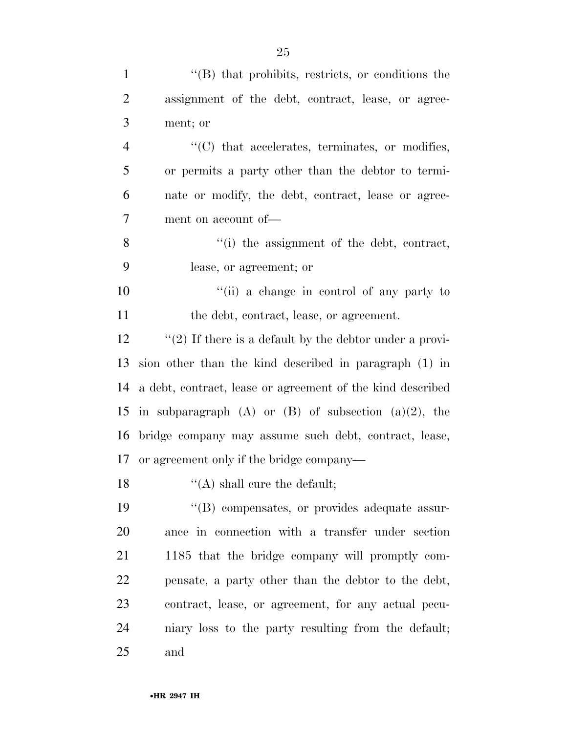''(B) that prohibits, restricts, or conditions the assignment of the debt, contract, lease, or agreement; or

''(C) that accelerates, terminates, or modifies, or permits a party other than the debtor to terminate or modify, the debt, contract, lease or agreement on account of—

''(i) the assignment of the debt, contract, lease, or agreement; or

''(ii) a change in control of any party to the debt, contract, lease, or agreement.

''(2) If there is a default by the debtor under a provision other than the kind described in paragraph (1) in a debt, contract, lease or agreement of the kind described in subparagraph (A) or (B) of subsection (a)(2), the bridge company may assume such debt, contract, lease, or agreement only if the bridge company—

''(A) shall cure the default;

''(B) compensates, or provides adequate assurance in connection with a transfer under section 1185 that the bridge company will promptly compensate, a party other than the debtor to the debt, contract, lease, or agreement, for any actual pecuniary loss to the party resulting from the default; and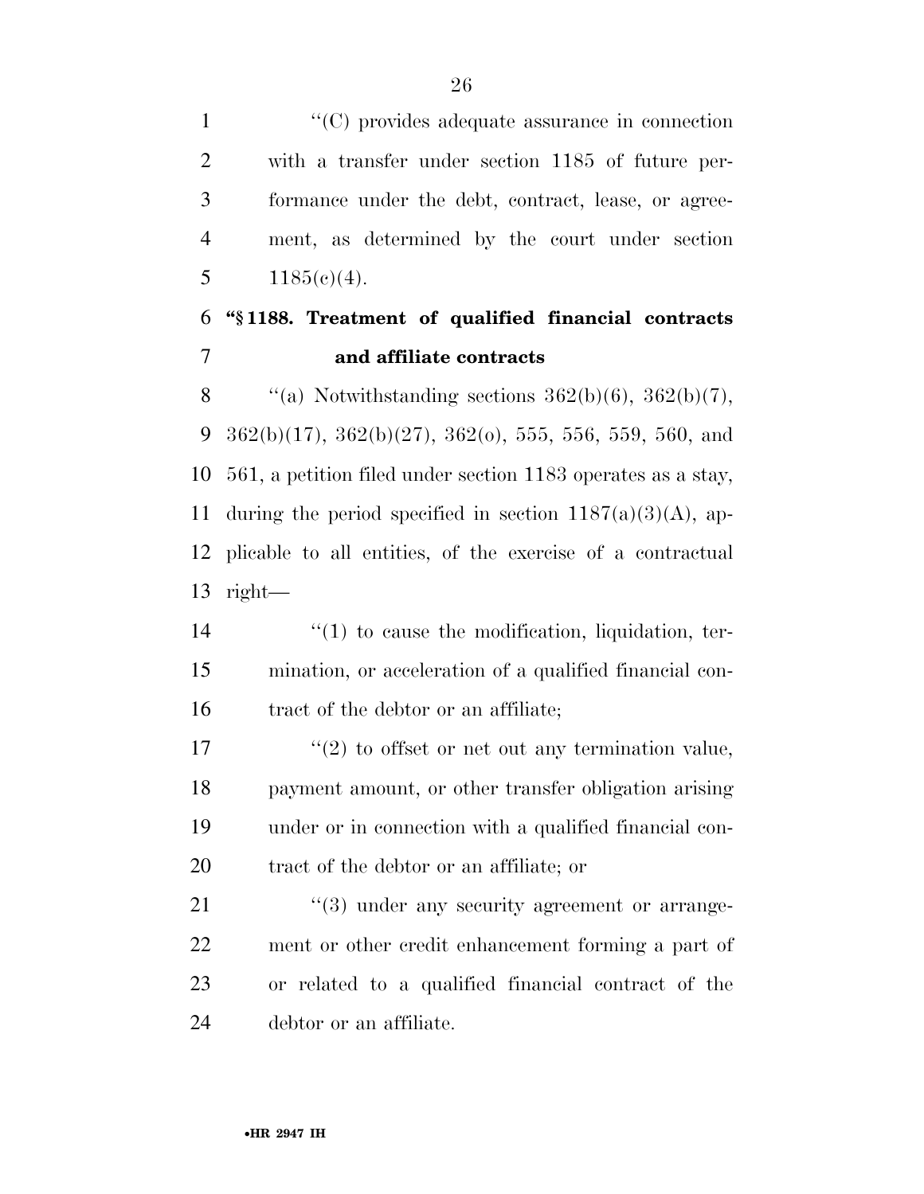''(C) provides adequate assurance in connection with a transfer under section 1185 of future performance under the debt, contract, lease, or agreement, as determined by the court under section 1185(c)(4).

**''§ 1188. Treatment of qualified financial contracts and affiliate contracts**

''(a) Notwithstanding sections 362(b)(6), 362(b)(7), 362(b)(17), 362(b)(27), 362(o), 555, 556, 559, 560, and 561, a petition filed under section 1183 operates as a stay, during the period specified in section 1187(a)(3)(A), applicable to all entities, of the exercise of a contractual right—

''(1) to cause the modification, liquidation, termination, or acceleration of a qualified financial contract of the debtor or an affiliate;

''(2) to offset or net out any termination value, payment amount, or other transfer obligation arising under or in connection with a qualified financial contract of the debtor or an affiliate; or

''(3) under any security agreement or arrangement or other credit enhancement forming a part of or related to a qualified financial contract of the debtor or an affiliate.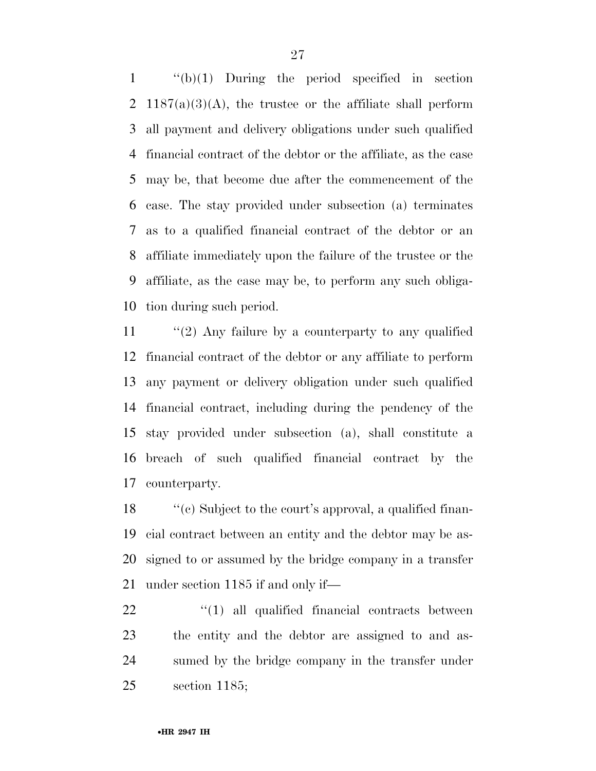"(b)(1) During the period specified in section 1187(a)(3)(A), the trustee or the affiliate shall perform all payment and delivery obligations under such qualified financial contract of the debtor or the affiliate, as the case may be, that become due after the commencement of the case. The stay provided under subsection (a) terminates as to a qualified financial contract of the debtor or an affiliate immediately upon the failure of the trustee or the affiliate, as the case may be, to perform any such obligation during such period.

"(2) Any failure by a counterparty to any qualified financial contract of the debtor or any affiliate to perform any payment or delivery obligation under such qualified financial contract, including during the pendency of the stay provided under subsection (a), shall constitute a breach of such qualified financial contract by the counterparty.

"(c) Subject to the court's approval, a qualified financial contract between an entity and the debtor may be assigned to or assumed by the bridge company in a transfer under section 1185 if and only if—

"(1) all qualified financial contracts between the entity and the debtor are assigned to and assumed by the bridge company in the transfer under section 1185;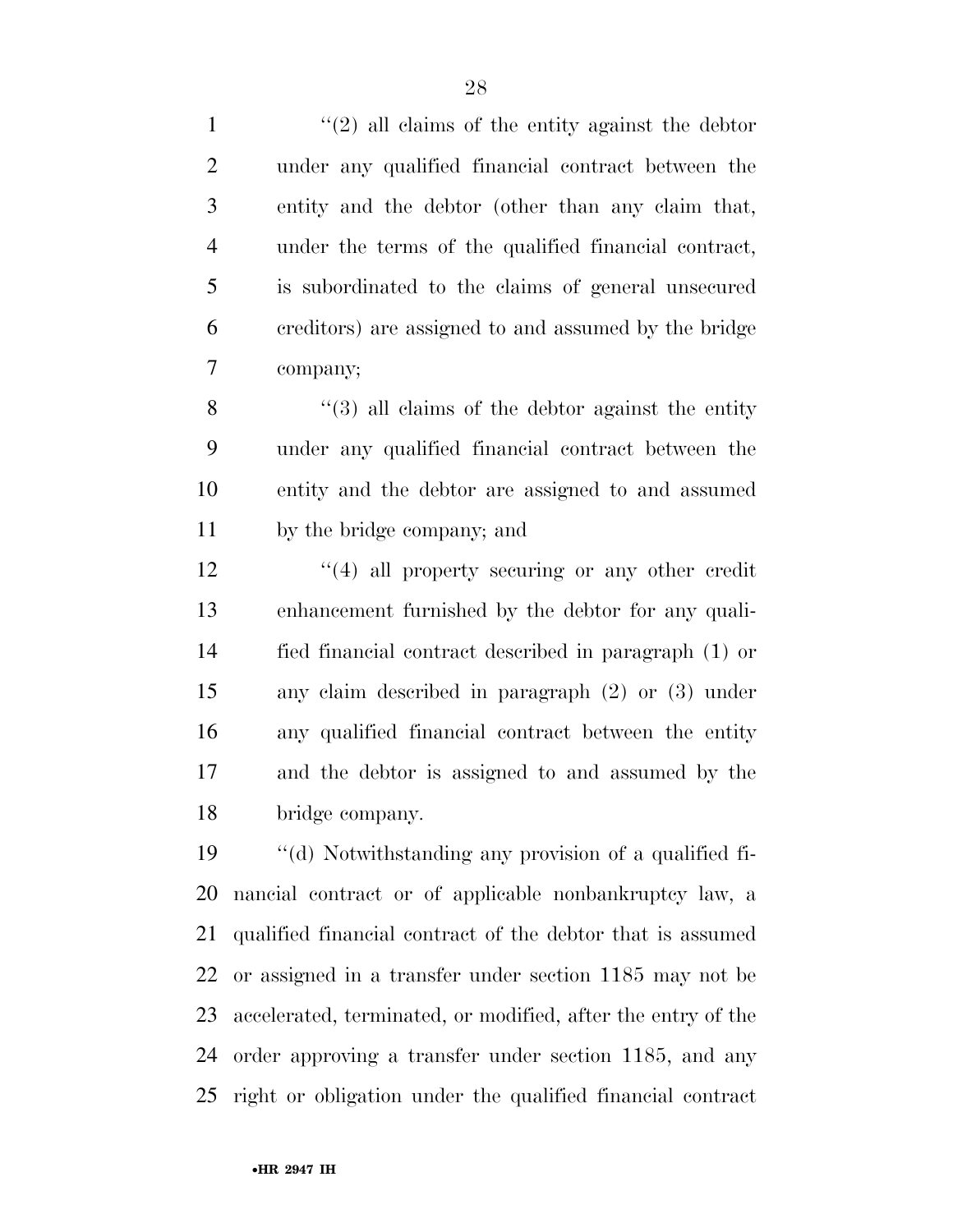"(2) all claims of the entity against the debtor under any qualified financial contract between the entity and the debtor (other than any claim that, under the terms of the qualified financial contract, is subordinated to the claims of general unsecured creditors) are assigned to and assumed by the bridge company;

"(3) all claims of the debtor against the entity under any qualified financial contract between the entity and the debtor are assigned to and assumed by the bridge company; and

"(4) all property securing or any other credit enhancement furnished by the debtor for any qualified financial contract described in paragraph (1) or any claim described in paragraph (2) or (3) under any qualified financial contract between the entity and the debtor is assigned to and assumed by the bridge company.

"(d) Notwithstanding any provision of a qualified financial contract or of applicable nonbankruptcy law, a qualified financial contract of the debtor that is assumed or assigned in a transfer under section 1185 may not be accelerated, terminated, or modified, after the entry of the order approving a transfer under section 1185, and any right or obligation under the qualified financial contract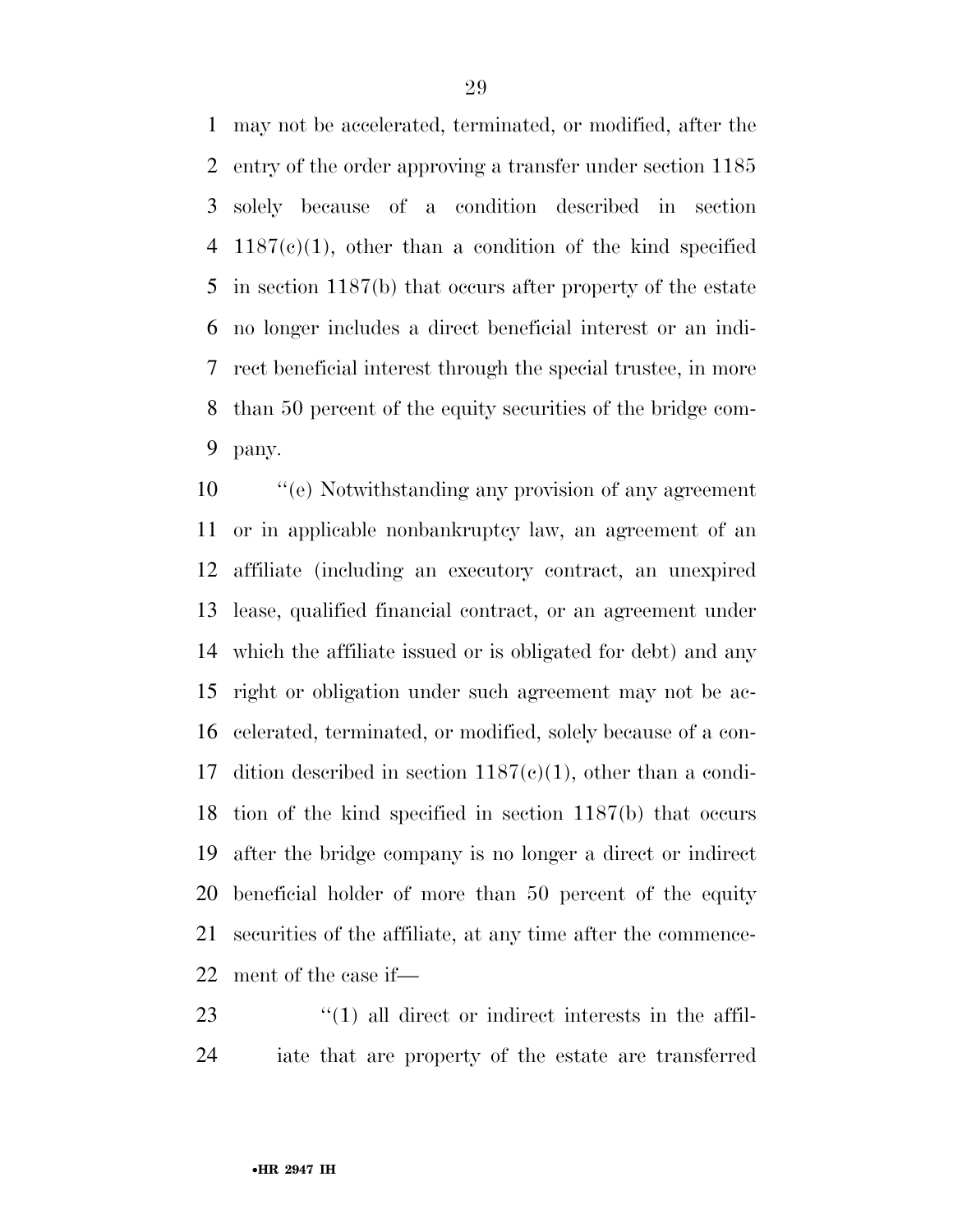may not be accelerated, terminated, or modified, after the entry of the order approving a transfer under section 1185 solely because of a condition described in section 1187(c)(1), other than a condition of the kind specified in section 1187(b) that occurs after property of the estate no longer includes a direct beneficial interest or an indirect beneficial interest through the special trustee, in more than 50 percent of the equity securities of the bridge company.

''(e) Notwithstanding any provision of any agreement or in applicable nonbankruptcy law, an agreement of an affiliate (including an executory contract, an unexpired lease, qualified financial contract, or an agreement under which the affiliate issued or is obligated for debt) and any right or obligation under such agreement may not be accelerated, terminated, or modified, solely because of a condition described in section 1187(c)(1), other than a condition of the kind specified in section 1187(b) that occurs after the bridge company is no longer a direct or indirect beneficial holder of more than 50 percent of the equity securities of the affiliate, at any time after the commencement of the case if—

''(1) all direct or indirect interests in the affiliate that are property of the estate are transferred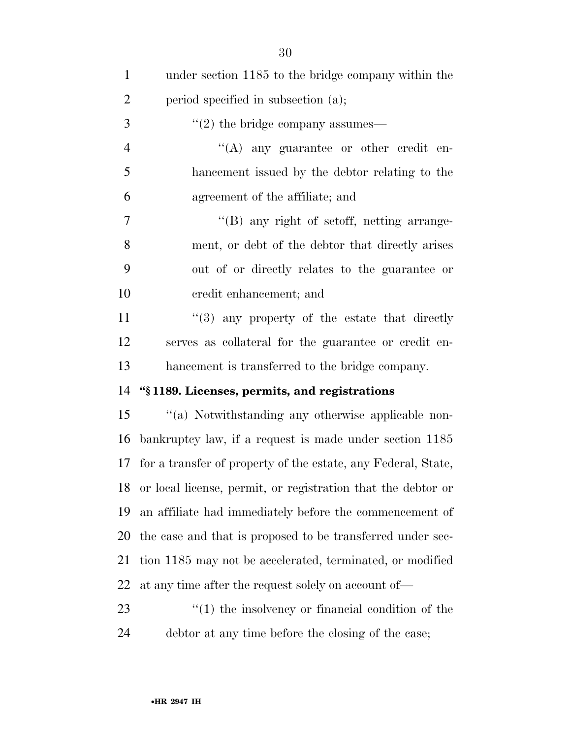under section 1185 to the bridge company within the period specified in subsection (a);

''(2) the bridge company assumes—

''(A) any guarantee or other credit enhancement issued by the debtor relating to the agreement of the affiliate; and

''(B) any right of setoff, netting arrangement, or debt of the debtor that directly arises out of or directly relates to the guarantee or credit enhancement; and

''(3) any property of the estate that directly serves as collateral for the guarantee or credit enhancement is transferred to the bridge company.

**''§ 1189. Licenses, permits, and registrations**

''(a) Notwithstanding any otherwise applicable nonbankruptcy law, if a request is made under section 1185 for a transfer of property of the estate, any Federal, State, or local license, permit, or registration that the debtor or an affiliate had immediately before the commencement of the case and that is proposed to be transferred under section 1185 may not be accelerated, terminated, or modified at any time after the request solely on account of—

''(1) the insolvency or financial condition of the debtor at any time before the closing of the case;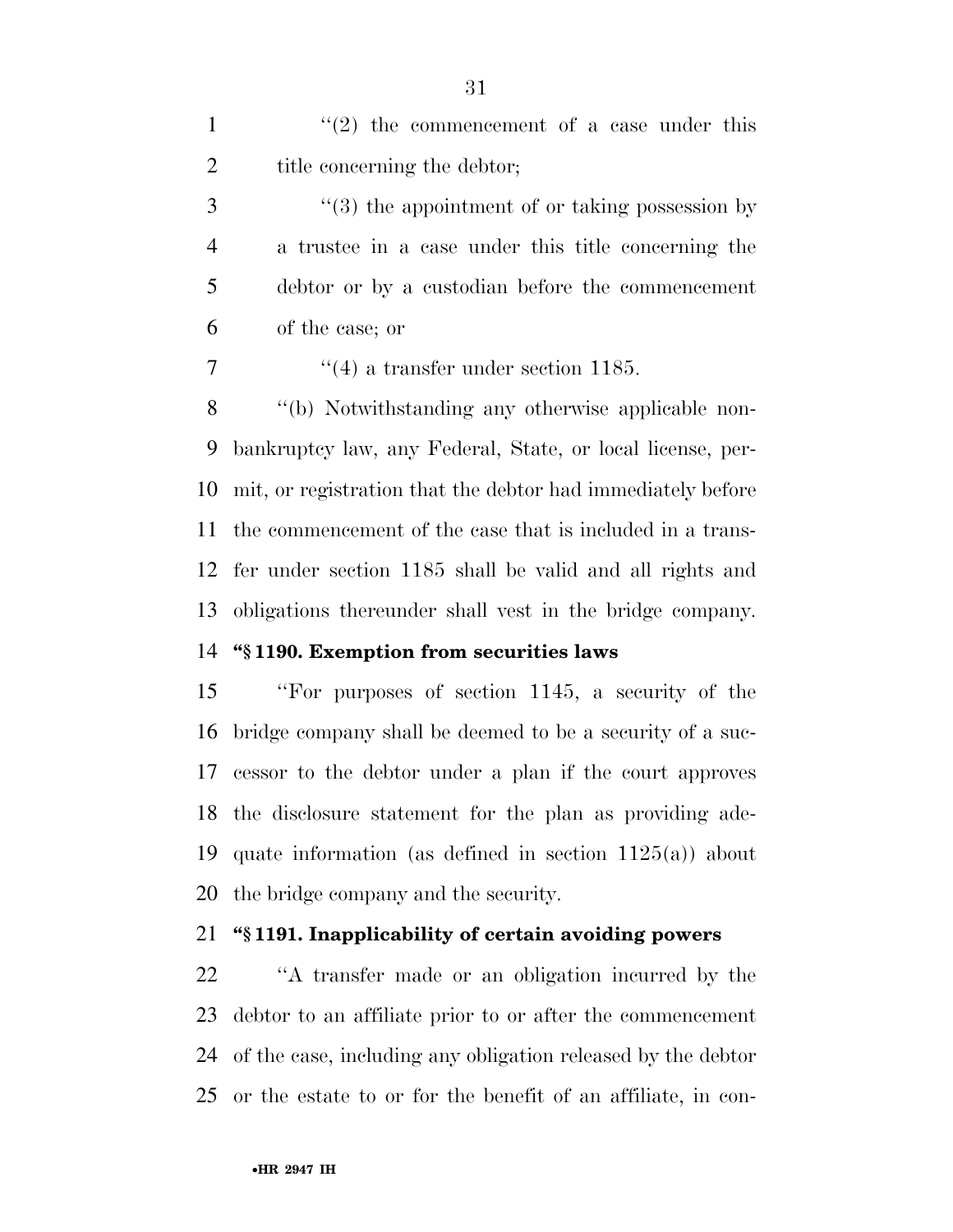"(2) the commencement of a case under this title concerning the debtor;

"(3) the appointment of or taking possession by a trustee in a case under this title concerning the debtor or by a custodian before the commencement of the case; or

"(4) a transfer under section 1185.

"(b) Notwithstanding any otherwise applicable non-bankruptcy law, any Federal, State, or local license, permit, or registration that the debtor had immediately before the commencement of the case that is included in a transfer under section 1185 shall be valid and all rights and obligations thereunder shall vest in the bridge company.

**"§ 1190. Exemption from securities laws**

"For purposes of section 1145, a security of the bridge company shall be deemed to be a security of a successor to the debtor under a plan if the court approves the disclosure statement for the plan as providing adequate information (as defined in section 1125(a)) about the bridge company and the security.

**"§ 1191. Inapplicability of certain avoiding powers**

"A transfer made or an obligation incurred by the debtor to an affiliate prior to or after the commencement of the case, including any obligation released by the debtor or the estate to or for the benefit of an affiliate, in con-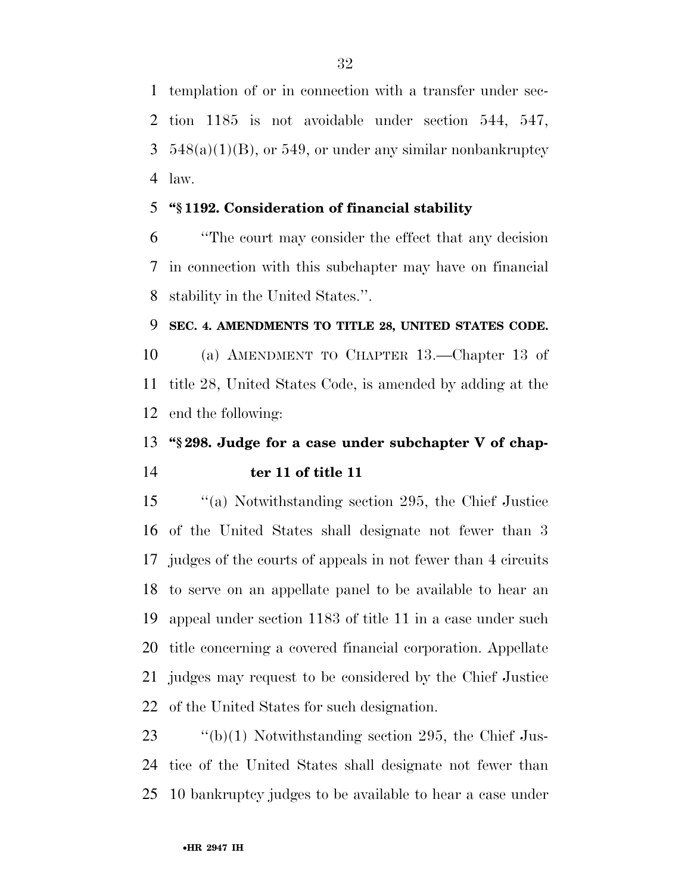templation of or in connection with a transfer under section 1185 is not avoidable under section 544, 547, 548(a)(1)(B), or 549, or under any similar nonbankruptcy law.

**"§ 1192. Consideration of financial stability**

"The court may consider the effect that any decision in connection with this subchapter may have on financial stability in the United States.".

**SEC. 4. AMENDMENTS TO TITLE 28, UNITED STATES CODE.**

(a) AMENDMENT TO CHAPTER 13.—Chapter 13 of title 28, United States Code, is amended by adding at the end the following:

**"§ 298. Judge for a case under subchapter V of chapter 11 of title 11**

"(a) Notwithstanding section 295, the Chief Justice of the United States shall designate not fewer than 3 judges of the courts of appeals in not fewer than 4 circuits to serve on an appellate panel to be available to hear an appeal under section 1183 of title 11 in a case under such title concerning a covered financial corporation. Appellate judges may request to be considered by the Chief Justice of the United States for such designation.

"(b)(1) Notwithstanding section 295, the Chief Justice of the United States shall designate not fewer than 10 bankruptcy judges to be available to hear a case under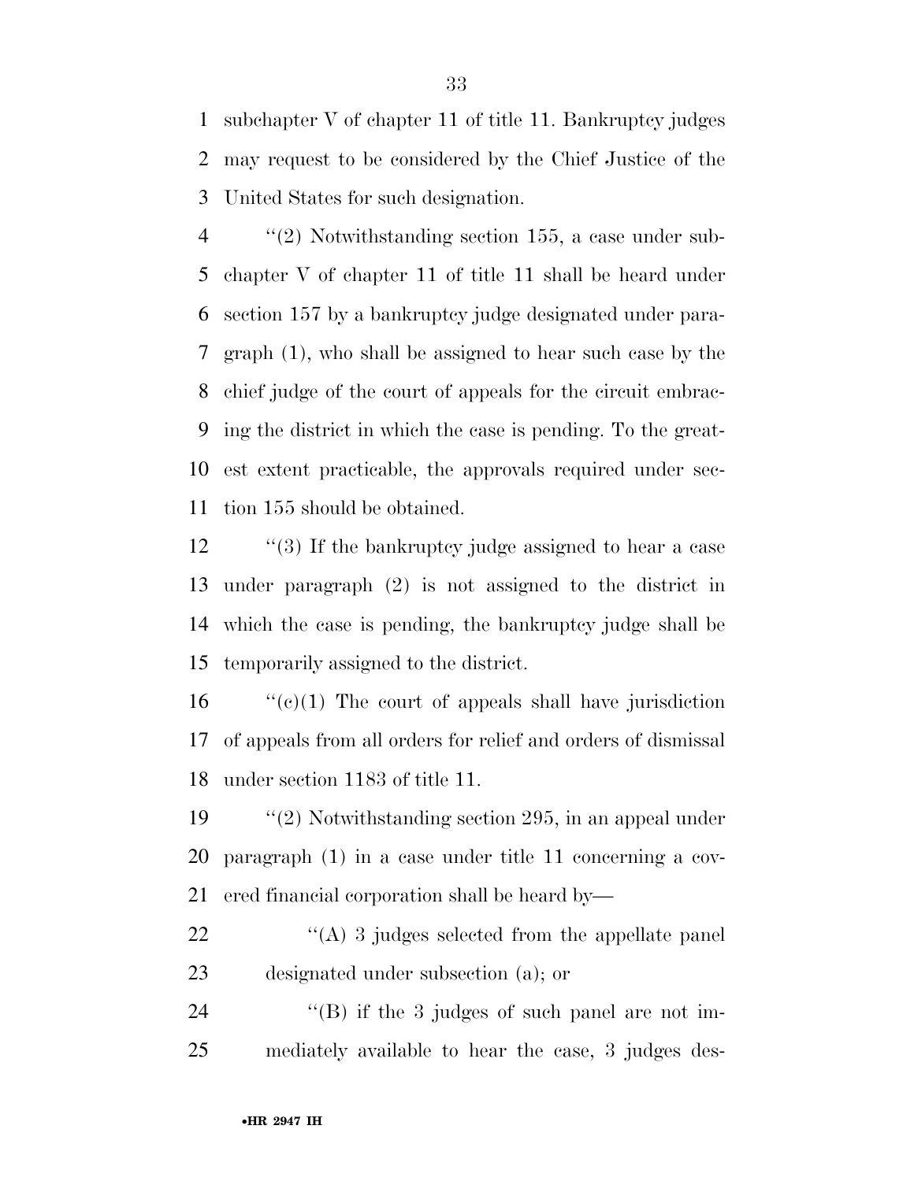subchapter V of chapter 11 of title 11. Bankruptcy judges may request to be considered by the Chief Justice of the United States for such designation.

''(2) Notwithstanding section 155, a case under subchapter V of chapter 11 of title 11 shall be heard under section 157 by a bankruptcy judge designated under paragraph (1), who shall be assigned to hear such case by the chief judge of the court of appeals for the circuit embracing the district in which the case is pending. To the greatest extent practicable, the approvals required under section 155 should be obtained.

''(3) If the bankruptcy judge assigned to hear a case under paragraph (2) is not assigned to the district in which the case is pending, the bankruptcy judge shall be temporarily assigned to the district.

''(c)(1) The court of appeals shall have jurisdiction of appeals from all orders for relief and orders of dismissal under section 1183 of title 11.

''(2) Notwithstanding section 295, in an appeal under paragraph (1) in a case under title 11 concerning a covered financial corporation shall be heard by—

''(A) 3 judges selected from the appellate panel designated under subsection (a); or

''(B) if the 3 judges of such panel are not immediately available to hear the case, 3 judges des-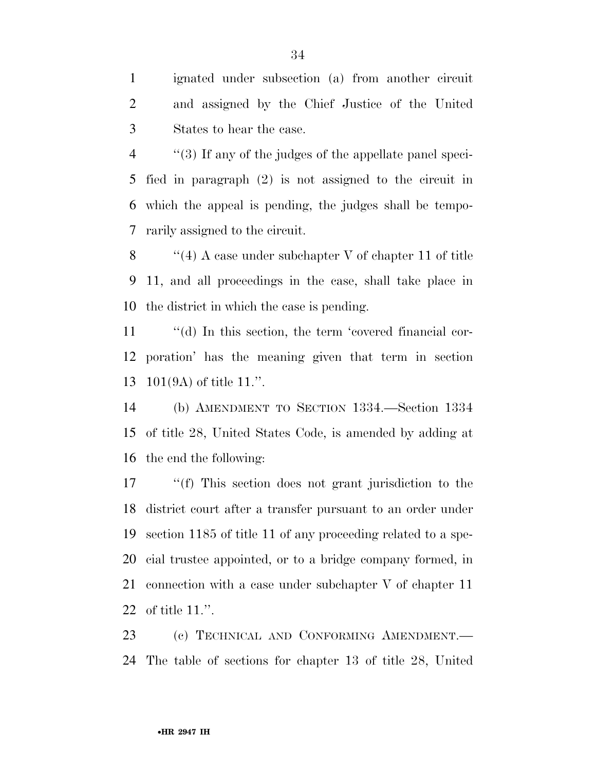ignated under subsection (a) from another circuit and assigned by the Chief Justice of the United States to hear the case.

''(3) If any of the judges of the appellate panel specified in paragraph (2) is not assigned to the circuit in which the appeal is pending, the judges shall be temporarily assigned to the circuit.

''(4) A case under subchapter V of chapter 11 of title 11, and all proceedings in the case, shall take place in the district in which the case is pending.

''(d) In this section, the term 'covered financial corporation' has the meaning given that term in section 101(9A) of title 11.''.

(b) AMENDMENT TO SECTION 1334.—Section 1334 of title 28, United States Code, is amended by adding at the end the following:

''(f) This section does not grant jurisdiction to the district court after a transfer pursuant to an order under section 1185 of title 11 of any proceeding related to a special trustee appointed, or to a bridge company formed, in connection with a case under subchapter V of chapter 11 of title 11.''.

(c) TECHNICAL AND CONFORMING AMENDMENT.—The table of sections for chapter 13 of title 28, United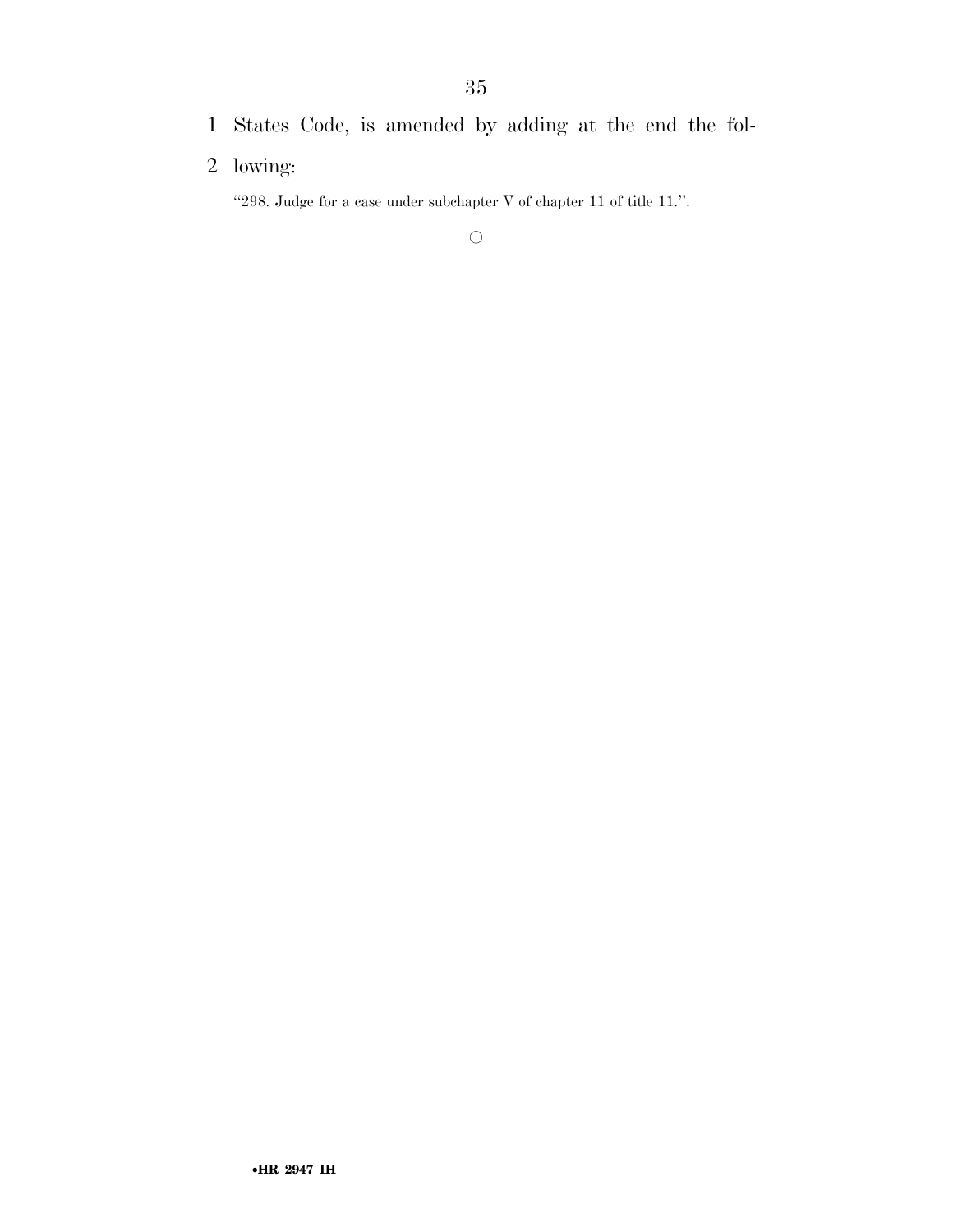1 States Code, is amended by adding at the end the fol-

2 lowing:

"298. Judge for a case under subchapter V of chapter 11 of title 11.".

○